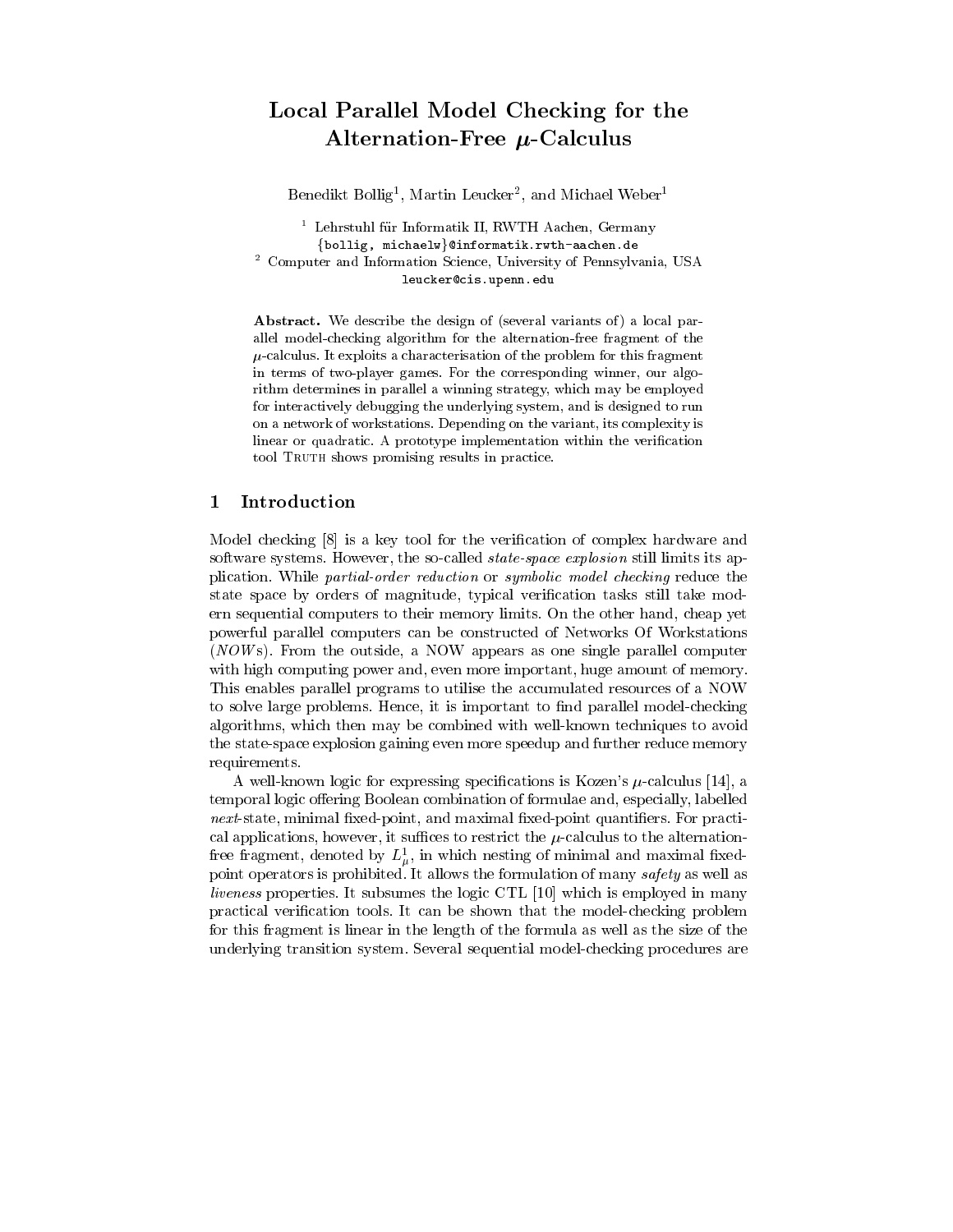# Local Parallel Model Checking for the Alternation-Free $\mu$-Calculus

Benedikt Bollig[1], Martin Leucker[2], and Michael Weber[1]

[1] Lehrstuhl für Informatik II, RWTH Aachen, Germany
{bollig, michaelw}@informatik.rwth-aachen.de
[2] Computer and Information Science, University of Pennsylvania, USA
leucker@cis.upenn.edu

**Abstract.** We describe the design of (several variants of) a local parallel model-checking algorithm for the alternation-free fragment of the $\mu$-calculus. It exploits a characterisation of the problem for this fragment in terms of two-player games. For the corresponding winner, our algorithm determines in parallel a winning strategy, which may be employed for interactively debugging the underlying system, and is designed to run on a network of workstations. Depending on the variant, its complexity is linear or quadratic. A prototype implementation within the verification tool Truth shows promising results in practice.

## 1 Introduction

Model checking [8] is a key tool for the verification of complex hardware and software systems. However, the so-called *state-space explosion* still limits its application. While *partial-order reduction* or *symbolic model checking* reduce the state space by orders of magnitude, typical verification tasks still take modern sequential computers to their memory limits. On the other hand, cheap yet powerful parallel computers can be constructed of Networks Of Workstations (*NOW*s). From the outside, a NOW appears as one single parallel computer with high computing power and, even more important, huge amount of memory. This enables parallel programs to utilise the accumulated resources of a NOW to solve large problems. Hence, it is important to find parallel model-checking algorithms, which then may be combined with well-known techniques to avoid the state-space explosion gaining even more speedup and further reduce memory requirements.

A well-known logic for expressing specifications is Kozen's $\mu$-calculus [14], a temporal logic offering Boolean combination of formulae and, especially, labelled *next*-state, minimal fixed-point, and maximal fixed-point quantifiers. For practical applications, however, it suffices to restrict the $\mu$-calculus to the alternation-free fragment, denoted by $L^1_\mu$, in which nesting of minimal and maximal fixed-point operators is prohibited. It allows the formulation of many *safety* as well as *liveness* properties. It subsumes the logic CTL [10] which is employed in many practical verification tools. It can be shown that the model-checking problem for this fragment is linear in the length of the formula as well as the size of the underlying transition system. Several sequential model-checking procedures are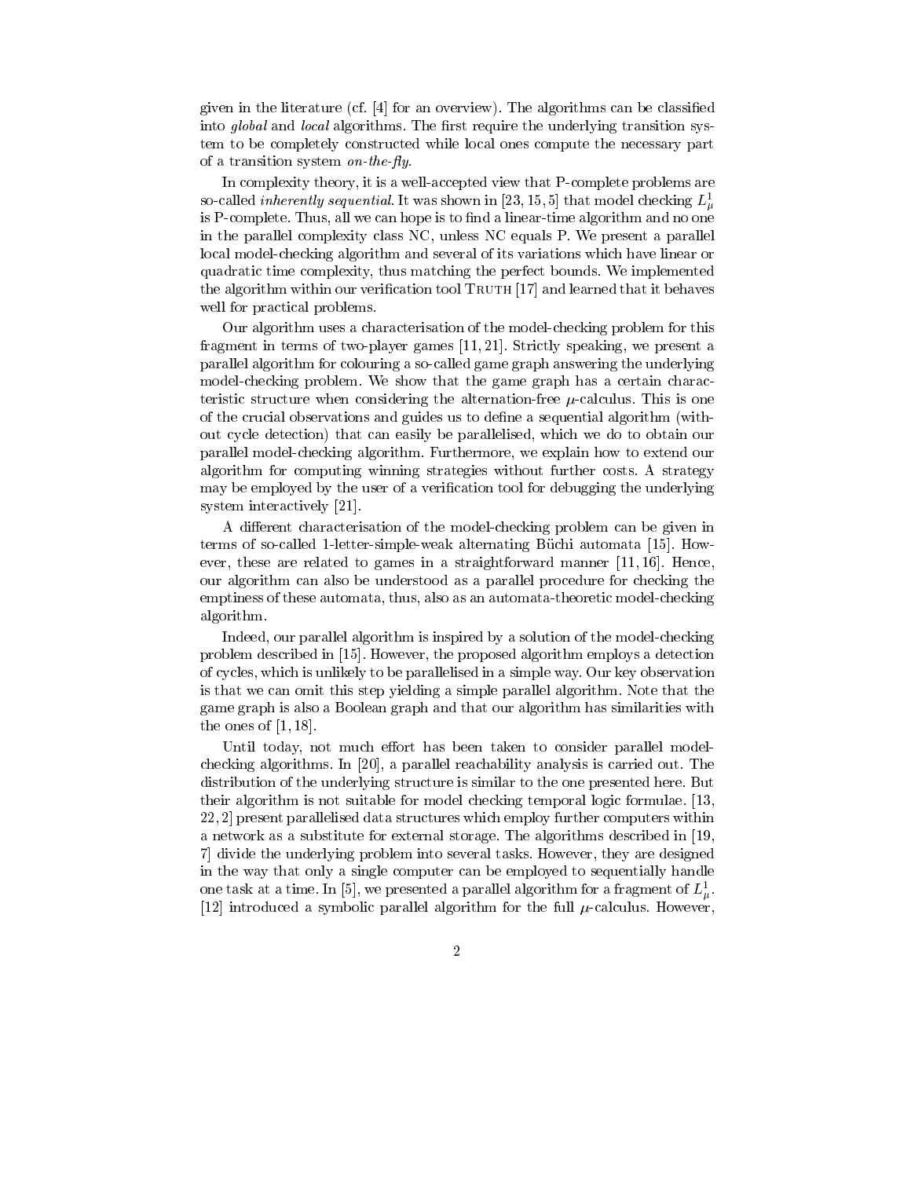given in the literature (cf. [4] for an overview). The algorithms can be classified into *global* and *local* algorithms. The first require the underlying transition system to be completely constructed while local ones compute the necessary part of a transition system *on-the-fly*.

In complexity theory, it is a well-accepted view that P-complete problems are so-called *inherently sequential*. It was shown in [23, 15, 5] that model checking $L^1_\mu$ is P-complete. Thus, all we can hope is to find a linear-time algorithm and no one in the parallel complexity class NC, unless NC equals P. We present a parallel local model-checking algorithm and several of its variations which have linear or quadratic time complexity, thus matching the perfect bounds. We implemented the algorithm within our verification tool Truth [17] and learned that it behaves well for practical problems.

Our algorithm uses a characterisation of the model-checking problem for this fragment in terms of two-player games [11, 21]. Strictly speaking, we present a parallel algorithm for colouring a so-called game graph answering the underlying model-checking problem. We show that the game graph has a certain characteristic structure when considering the alternation-free $\mu$-calculus. This is one of the crucial observations and guides us to define a sequential algorithm (without cycle detection) that can easily be parallelised, which we do to obtain our parallel model-checking algorithm. Furthermore, we explain how to extend our algorithm for computing winning strategies without further costs. A strategy may be employed by the user of a verification tool for debugging the underlying system interactively [21].

A different characterisation of the model-checking problem can be given in terms of so-called 1-letter-simple-weak alternating Büchi automata [15]. However, these are related to games in a straightforward manner [11, 16]. Hence, our algorithm can also be understood as a parallel procedure for checking the emptiness of these automata, thus, also as an automata-theoretic model-checking algorithm.

Indeed, our parallel algorithm is inspired by a solution of the model-checking problem described in [15]. However, the proposed algorithm employs a detection of cycles, which is unlikely to be parallelised in a simple way. Our key observation is that we can omit this step yielding a simple parallel algorithm. Note that the game graph is also a Boolean graph and that our algorithm has similarities with the ones of [1, 18].

Until today, not much effort has been taken to consider parallel model-checking algorithms. In [20], a parallel reachability analysis is carried out. The distribution of the underlying structure is similar to the one presented here. But their algorithm is not suitable for model checking temporal logic formulae. [13, 22, 2] present parallelised data structures which employ further computers within a network as a substitute for external storage. The algorithms described in [19, 7] divide the underlying problem into several tasks. However, they are designed in the way that only a single computer can be employed to sequentially handle one task at a time. In [5], we presented a parallel algorithm for a fragment of $L^1_\mu$. [12] introduced a symbolic parallel algorithm for the full $\mu$-calculus. However,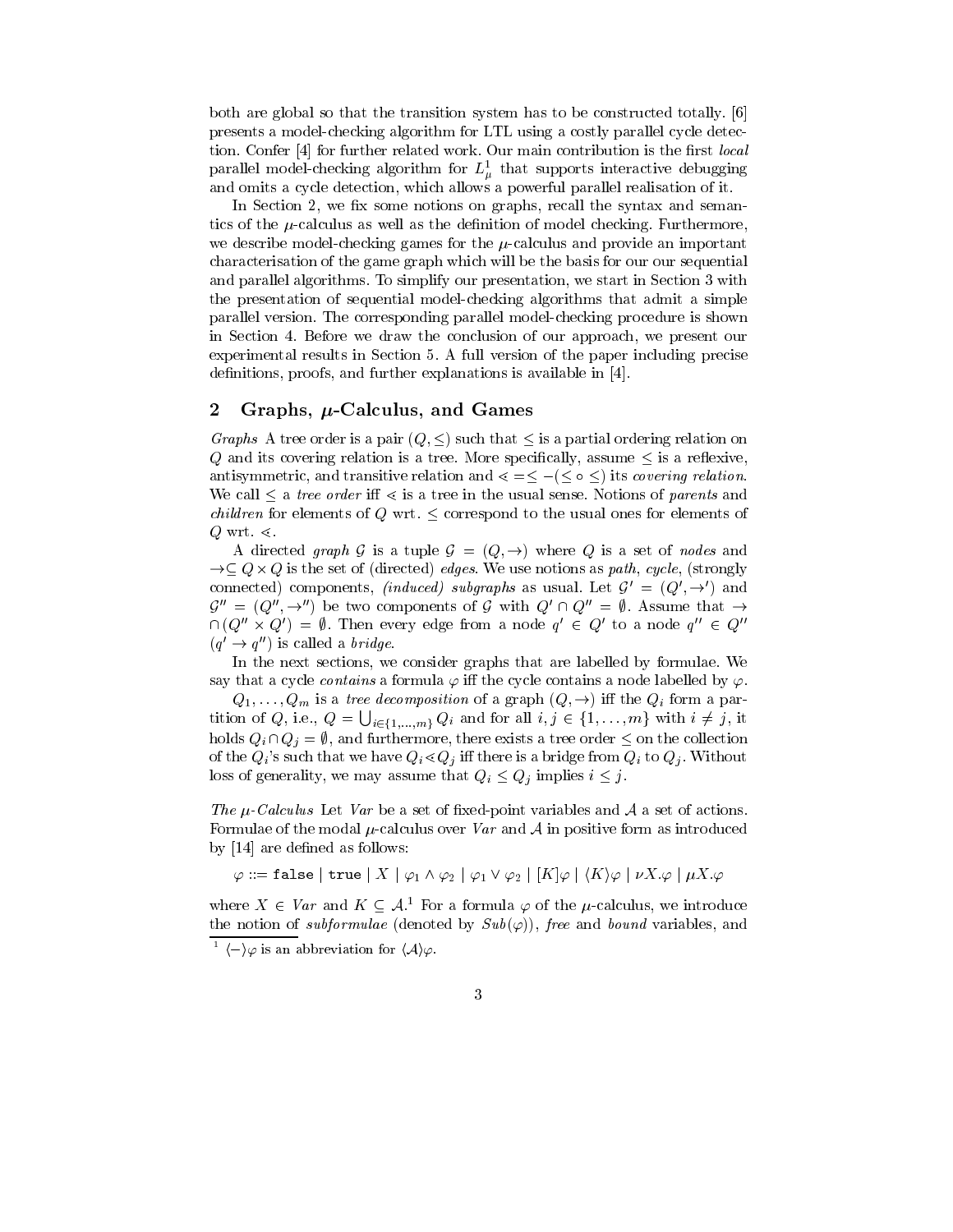both are global so that the transition system has to be constructed totally. [6] presents a model-checking algorithm for LTL using a costly parallel cycle detection. Confer [4] for further related work. Our main contribution is the first *local* parallel model-checking algorithm for $L^1_\mu$ that supports interactive debugging and omits a cycle detection, which allows a powerful parallel realisation of it.

In Section 2, we fix some notions on graphs, recall the syntax and semantics of the $\mu$-calculus as well as the definition of model checking. Furthermore, we describe model-checking games for the $\mu$-calculus and provide an important characterisation of the game graph which will be the basis for our our sequential and parallel algorithms. To simplify our presentation, we start in Section 3 with the presentation of sequential model-chekding algorithms that admit a simple parallel version. The corresponding parallel model-checking procedure is shown in Section 4. Before we draw the conclusion of our approach, we present our experimental results in Section 5. A full version of the paper including precise definitions, proofs, and further explanations is available in [4].

## 2 Graphs, $\mu$-Calculus, and Games

*Graphs* A tree order is a pair $(Q, \leq)$ such that $\leq$ is a partial ordering relation on $Q$ and its covering relation is a tree. More specifically, assume $\leq$ is a reflexive, antisymmetric, and transitive relation and $\lessdot = \leq - (\leq \circ \leq)$ its *covering relation*. We call $\leq$ a *tree order* iff $\lessdot$ is a tree in the usual sense. Notions of *parents* and *children* for elements of $Q$ wrt. $\leq$ correspond to the usual ones for elements of $Q$ wrt. $\lessdot$.

A directed *graph* $\mathcal{G}$ is a tuple $\mathcal{G} = (Q, \rightarrow)$ where $Q$ is a set of *nodes* and $\rightarrow \subseteq Q \times Q$ is the set of (directed) *edges*. We use notions as *path*, *cycle*, (strongly connected) components, *(induced) subgraphs* as usual. Let $\mathcal{G}' = (Q', \rightarrow')$ and $\mathcal{G}'' = (Q'', \rightarrow'')$ be two components of $\mathcal{G}$ with $Q' \cap Q'' = \emptyset$. Assume that $\rightarrow \cap (Q'' \times Q') = \emptyset$. Then every edge from a node $q' \in Q'$ to a node $q'' \in Q''$ $(q' \rightarrow q'')$ is called a *bridge*.

In the next sections, we consider graphs that are labelled by formulae. We say that a cycle *contains* a formula $\varphi$ iff the cycle contains a node labelled by $\varphi$.

$Q_1, \ldots, Q_m$ is a *tree decomposition* of a graph $(Q, \rightarrow)$ iff the $Q_i$ form a partition of $Q$, i.e., $Q = \bigcup_{i \in \{1,\ldots,m\}} Q_i$ and for all $i, j \in \{1, \ldots, m\}$ with $i \neq j$, it holds $Q_i \cap Q_j = \emptyset$, and furthermore, there exists a tree order $\leq$ on the collection of the $Q_i$'s such that we have $Q_i \lessdot Q_j$ iff there is a bridge from $Q_i$ to $Q_j$. Without loss of generality, we may assume that $Q_i \leq Q_j$ implies $i \leq j$.

*The $\mu$-Calculus* Let *Var* be a set of fixed-point variables and $\mathcal{A}$ a set of actions. Formulae of the modal $\mu$-calculus over *Var* and $\mathcal{A}$ in positive form as introduced by [14] are defined as follows:

$$\varphi ::= \texttt{false} \mid \texttt{true} \mid X \mid \varphi_1 \wedge \varphi_2 \mid \varphi_1 \vee \varphi_2 \mid [K]\varphi \mid \langle K \rangle \varphi \mid \nu X.\varphi \mid \mu X.\varphi$$

where $X \in Var$ and $K \subseteq \mathcal{A}$.[1] For a formula $\varphi$ of the $\mu$-calculus, we introduce the notion of *subformulae* (denoted by $Sub(\varphi)$), *free* and *bound* variables, and

[1] $\langle - \rangle \varphi$ is an abbreviation for $\langle \mathcal{A} \rangle \varphi$.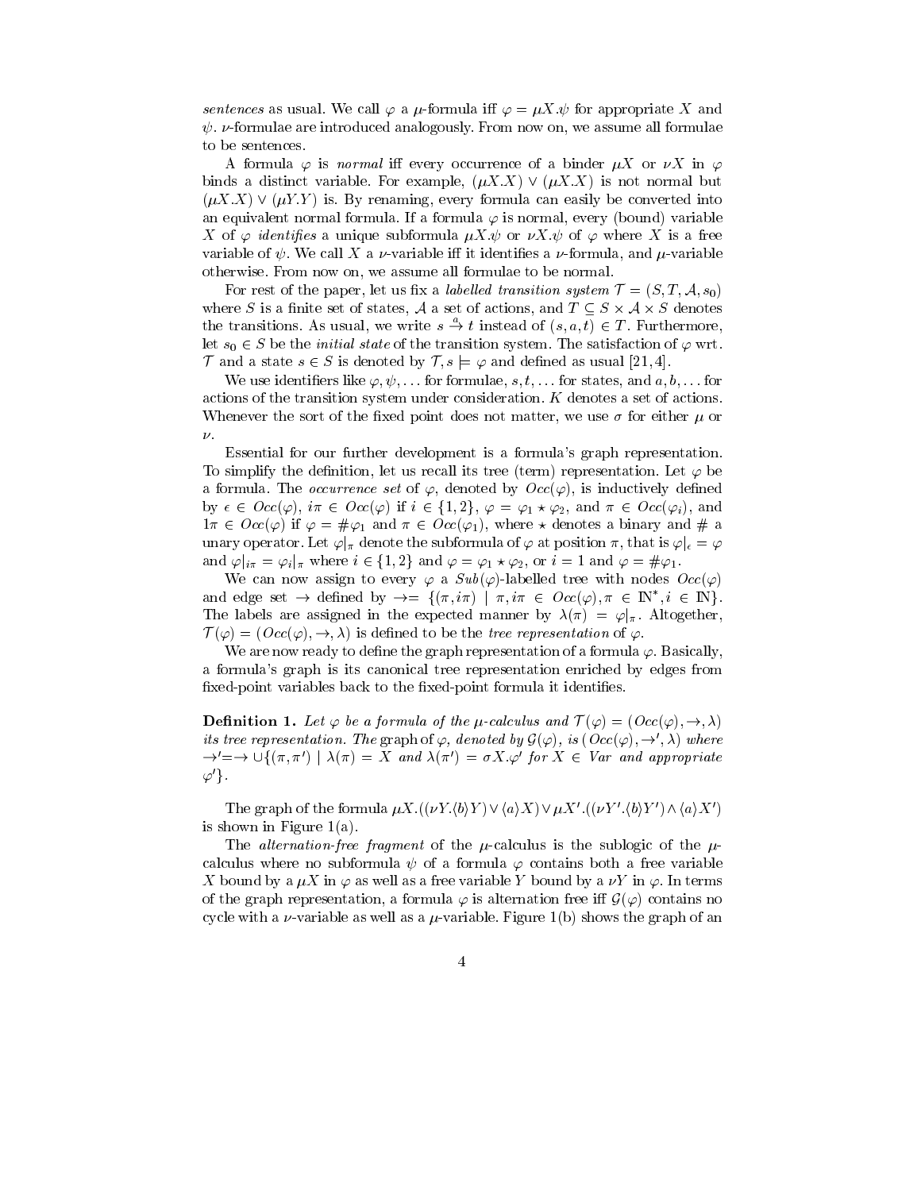*sentences* as usual. We call $\varphi$ a $\mu$-formula iff $\varphi = \mu X.\psi$ for appropriate $X$ and $\psi$. $\nu$-formulae are introduced analogously. From now on, we assume all formulae to be sentences.

A formula $\varphi$ is *normal* iff every occurrence of a binder $\mu X$ or $\nu X$ in $\varphi$ binds a distinct variable. For example, $(\mu X.X) \vee (\mu X.X)$ is not normal but $(\mu X.X) \vee (\mu Y.Y)$ is. By renaming, every formula can easily be converted into an equivalent normal formula. If a formula $\varphi$ is normal, every (bound) variable $X$ of $\varphi$ *identifies* a unique subformula $\mu X.\psi$ or $\nu X.\psi$ of $\varphi$ where $X$ is a free variable of $\psi$. We call $X$ a $\nu$-variable iff it identifies a $\nu$-formula, and $\mu$-variable otherwise. From now on, we assume all formulae to be normal.

For rest of the paper, let us fix a *labelled transition system* $\mathcal{T} = (S, T, \mathcal{A}, s_0)$ where $S$ is a finite set of states, $\mathcal{A}$ a set of actions, and $T \subseteq S \times \mathcal{A} \times S$ denotes the transitions. As usual, we write $s \xrightarrow{a} t$ instead of $(s, a, t) \in T$. Furthermore, let $s_0 \in S$ be the *initial state* of the transition system. The satisfaction of $\varphi$ wrt. $\mathcal{T}$ and a state $s \in S$ is denoted by $\mathcal{T}, s \models \varphi$ and defined as usual [21, 4].

We use identifiers like $\varphi, \psi, \ldots$ for formulae, $s, t, \ldots$ for states, and $a, b, \ldots$ for actions of the transition system under consideration. $K$ denotes a set of actions. Whenever the sort of the fixed point does not matter, we use $\sigma$ for either $\mu$ or $\nu$.

Essential for our further development is a formula's graph representation. To simplify the definition, let us recall its tree (term) representation. Let $\varphi$ be a formula. The *occurrence set* of $\varphi$, denoted by $Occ(\varphi)$, is inductively defined by $\epsilon \in Occ(\varphi)$, $i\pi \in Occ(\varphi)$ if $i \in \{1, 2\}$, $\varphi = \varphi_1 \star \varphi_2$, and $\pi \in Occ(\varphi_i)$, and $1\pi \in Occ(\varphi)$ if $\varphi = \#\varphi_1$ and $\pi \in Occ(\varphi_1)$, where $\star$ denotes a binary and $\#$ a unary operator. Let $\varphi|_\pi$ denote the subformula of $\varphi$ at position $\pi$, that is $\varphi|_\epsilon = \varphi$ and $\varphi|_{i\pi} = \varphi_i|_\pi$ where $i \in \{1, 2\}$ and $\varphi = \varphi_1 \star \varphi_2$, or $i = 1$ and $\varphi = \#\varphi_1$.

We can now assign to every $\varphi$ a $Sub(\varphi)$-labelled tree with nodes $Occ(\varphi)$ and edge set $\rightarrow$ defined by $\rightarrow = \{(\pi, i\pi) \mid \pi, i\pi \in Occ(\varphi), \pi \in \mathbb{N}^*, i \in \mathbb{N}\}$. The labels are assigned in the expected manner by $\lambda(\pi) = \varphi|_\pi$. Altogether, $\mathcal{T}(\varphi) = (Occ(\varphi), \rightarrow, \lambda)$ is defined to be the *tree representation* of $\varphi$.

We are now ready to define the graph representation of a formula $\varphi$. Basically, a formula's graph is its canonical tree representation enriched by edges from fixed-point variables back to the fixed-point formula it identifies.

**Definition 1.** *Let $\varphi$ be a formula of the $\mu$-calculus and $\mathcal{T}(\varphi) = (Occ(\varphi), \rightarrow, \lambda)$ its tree representation. The* graph *of $\varphi$, denoted by $\mathcal{G}(\varphi)$, is $(Occ(\varphi), \rightarrow', \lambda)$ where $\rightarrow' = \rightarrow \cup \{(\pi, \pi') \mid \lambda(\pi) = X$ and $\lambda(\pi') = \sigma X.\varphi'$ for $X \in Var$ and appropriate $\varphi'\}$.*

The graph of the formula $\mu X.((\nu Y.\langle b\rangle Y) \vee \langle a\rangle X) \vee \mu X'.((\nu Y'.\langle b\rangle Y') \wedge \langle a\rangle X')$ is shown in Figure 1(a).

The *alternation-free fragment* of the $\mu$-calculus is the sublogic of the $\mu$-calculus where no subformula $\psi$ of a formula $\varphi$ contains both a free variable $X$ bound by a $\mu X$ in $\varphi$ as well as a free variable $Y$ bound by a $\nu Y$ in $\varphi$. In terms of the graph representation, a formula $\varphi$ is alternation free iff $\mathcal{G}(\varphi)$ contains no cycle with a $\nu$-variable as well as a $\mu$-variable. Figure 1(b) shows the graph of an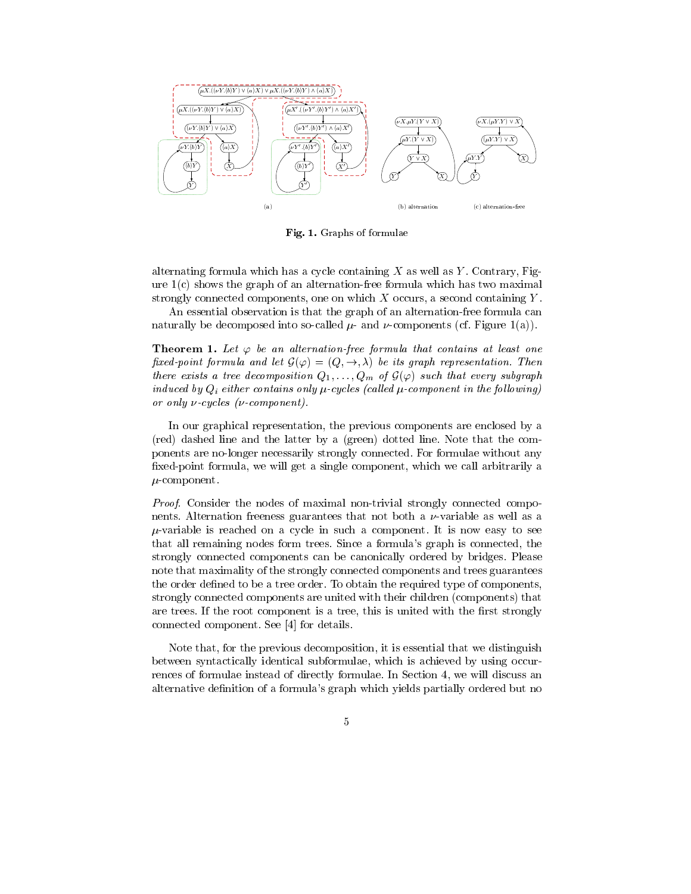Fig. 1. Graphs of formulae

alternating formula which has a cycle containing $X$ as well as $Y$. Contrary, Figure 1(c) shows the graph of an alternation-free formula which has two maximal strongly connected components, one on which $X$ occurs, a second containing $Y$.

An essential observation is that the graph of an alternation-free formula can naturally be decomposed into so-called $\mu$- and $\nu$-components (cf. Figure 1(a)).

**Theorem 1.** *Let $\varphi$ be an alternation-free formula that contains at least one fixed-point formula and let $\mathcal{G}(\varphi) = (Q, \rightarrow, \lambda)$ be its graph representation. Then there exists a tree decomposition $Q_1, \ldots, Q_m$ of $\mathcal{G}(\varphi)$ such that every subgraph induced by $Q_i$ either contains only $\mu$-cycles (called $\mu$-component in the following) or only $\nu$-cycles ($\nu$-component).*

In our graphical representation, the previous components are enclosed by a (red) dashed line and the latter by a (green) dotted line. Note that the components are no-longer necessarily strongly connected. For formulae without any fixed-point formula, we will get a single component, which we call arbitrarily a $\mu$-component.

*Proof.* Consider the nodes of maximal non-trivial strongly connected components. Alternation freeness guarantees that not both a $\nu$-variable as well as a $\mu$-variable is reached on a cycle in such a component. It is now easy to see that all remaining nodes form trees. Since a formula's graph is connected, the strongly connected components can be canonically ordered by bridges. Please note that maximality of the strongly connected components and trees guarantees the order defined to be a tree order. To obtain the required type of components, strongly connected components are united with their children (components) that are trees. If the root component is a tree, this is united with the first strongly connected component. See [4] for details.

Note that, for the previous decomposition, it is essential that we distinguish between syntactically identical subformulae, which is achieved by using occurrences of formulae instead of directly formulae. In Section 4, we will discuss an alternative definition of a formula's graph which yields partially ordered but no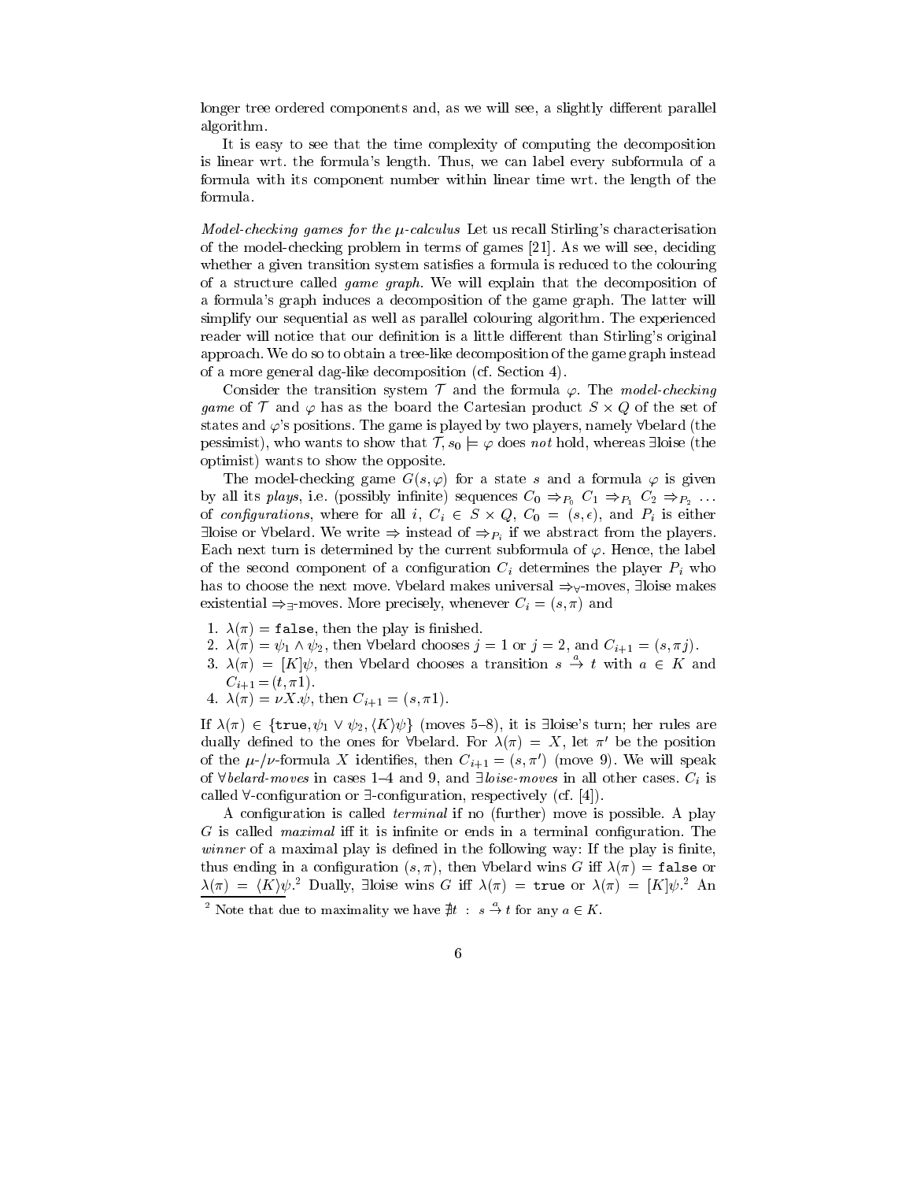longer tree ordered components and, as we will see, a slightly different parallel algorithm.

It is easy to see that the time complexity of computing the decomposition is linear wrt. the formula's length. Thus, we can label every subformula of a formula with its component number within linear time wrt. the length of the formula.

*Model-checking games for the $\mu$-calculus* Let us recall Stirling's characterisation of the model-checking problem in terms of games [21]. As we will see, deciding whether a given transition system satisfies a formula is reduced to the colouring of a structure called *game graph*. We will explain that the decomposition of a formula's graph induces a decomposition of the game graph. The latter will simplify our sequential as well as parallel colouring algorithm. The experienced reader will notice that our definition is a little different than Stirling's original approach. We do so to obtain a tree-like decomposition of the game graph instead of a more general dag-like decomposition (cf. Section 4).

Consider the transition system $\mathcal{T}$ and the formula $\varphi$. The *model-checking game* of $\mathcal{T}$ and $\varphi$ has as the board the Cartesian product $S \times Q$ of the set of states and $\varphi$'s positions. The game is played by two players, namely $\forall$belard (the pessimist), who wants to show that $\mathcal{T}, s_0 \models \varphi$ does *not* hold, whereas $\exists$loise (the optimist) wants to show the opposite.

The model-checking game $G(s, \varphi)$ for a state $s$ and a formula $\varphi$ is given by all its *plays*, i.e. (possibly infinite) sequences $C_0 \Rightarrow_{P_0} C_1 \Rightarrow_{P_1} C_2 \Rightarrow_{P_2} \ldots$ of *configurations*, where for all $i$, $C_i \in S \times Q$, $C_0 = (s, \epsilon)$, and $P_i$ is either $\exists$loise or $\forall$belard. We write $\Rightarrow$ instead of $\Rightarrow_{P_i}$ if we abstract from the players. Each next turn is determined by the current subformula of $\varphi$. Hence, the label of the second component of a configuration $C_i$ determines the player $P_i$ who has to choose the next move. $\forall$belard makes universal $\Rightarrow_\forall$-moves, $\exists$loise makes existential $\Rightarrow_\exists$-moves. More precisely, whenever $C_i = (s, \pi)$ and

1. $\lambda(\pi) = \texttt{false}$, then the play is finished.
2. $\lambda(\pi) = \psi_1 \wedge \psi_2$, then $\forall$belard chooses $j = 1$ or $j = 2$, and $C_{i+1} = (s, \pi j)$.
3. $\lambda(\pi) = [K]\psi$, then $\forall$belard chooses a transition $s \xrightarrow{a} t$ with $a \in K$ and $C_{i+1} = (t, \pi 1)$.
4. $\lambda(\pi) = \nu X.\psi$, then $C_{i+1} = (s, \pi 1)$.

If $\lambda(\pi) \in \{\texttt{true}, \psi_1 \vee \psi_2, \langle K\rangle\psi\}$ (moves 5–8), it is $\exists$loise's turn; her rules are dually defined to the ones for $\forall$belard. For $\lambda(\pi) = X$, let $\pi'$ be the position of the $\mu$-/$\nu$-formula $X$ identifies, then $C_{i+1} = (s, \pi')$ (move 9). We will speak of *$\forall$belard-moves* in cases 1–4 and 9, and *$\exists$loise-moves* in all other cases. $C_i$ is called $\forall$-configuration or $\exists$-configuration, respectively (cf. [4]).

A configuration is called *terminal* if no (further) move is possible. A play $G$ is called *maximal* iff it is infinite or ends in a terminal configuration. The *winner* of a maximal play is defined in the following way: If the play is finite, thus ending in a configuration $(s, \pi)$, then $\forall$belard wins $G$ iff $\lambda(\pi) = \texttt{false}$ or $\lambda(\pi) = \langle K\rangle\psi$.[2] Dually, $\exists$loise wins $G$ iff $\lambda(\pi) = \texttt{true}$ or $\lambda(\pi) = [K]\psi$.[2] An

[2] Note that due to maximality we have $\nexists t \;:\; s \xrightarrow{a} t$ for any $a \in K$.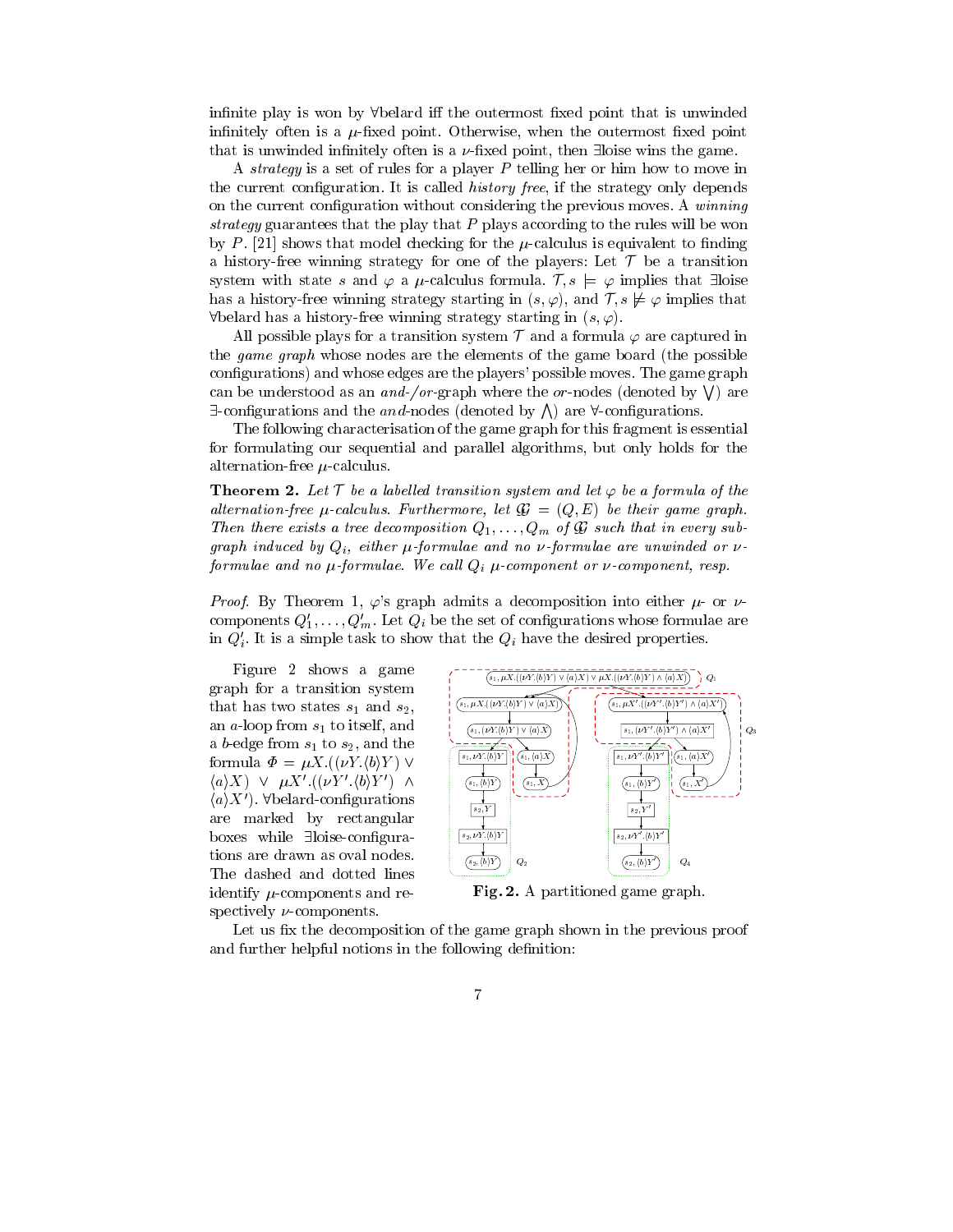infinite play is won by ∀belard iff the outermost fixed point that is unwinded infinitely often is a $\mu$-fixed point. Otherwise, when the outermost fixed point that is unwinded infinitely often is a $\nu$-fixed point, then ∃loise wins the game.

A *strategy* is a set of rules for a player $P$ telling her or him how to move in the current configuration. It is called *history free*, if the strategy only depends on the current configuration without considering the previous moves. A *winning strategy* guarantees that the play that $P$ plays according to the rules will be won by $P$. [21] shows that model checking for the $\mu$-calculus is equivalent to finding a history-free winning strategy for one of the players: Let $\mathcal{T}$ be a transition system with state $s$ and $\varphi$ a $\mu$-calculus formula. $\mathcal{T}, s \models \varphi$ implies that ∃loise has a history-free winning strategy starting in $(s, \varphi)$, and $\mathcal{T}, s \not\models \varphi$ implies that ∀belard has a history-free winning strategy starting in $(s, \varphi)$.

All possible plays for a transition system $\mathcal{T}$ and a formula $\varphi$ are captured in the *game graph* whose nodes are the elements of the game board (the possible configurations) and whose edges are the players' possible moves. The game graph can be understood as an *and-/or*-graph where the *or*-nodes (denoted by $\bigvee$) are ∃-configurations and the *and*-nodes (denoted by $\bigwedge$) are ∀-configurations.

The following characterisation of the game graph for this fragment is essential for formulating our sequential and parallel algorithms, but only holds for the alternation-free $\mu$-calculus.

**Theorem 2.** *Let $\mathcal{T}$ be a labelled transition system and let $\varphi$ be a formula of the alternation-free $\mu$-calculus. Furthermore, let $\mathcal{G} = (Q, E)$ be their game graph. Then there exists a tree decomposition $Q_1, \ldots, Q_m$ of $\mathcal{G}$ such that in every subgraph induced by $Q_i$, either $\mu$-formulae and no $\nu$-formulae are unwinded or $\nu$-formulae and no $\mu$-formulae. We call $Q_i$ $\mu$-component or $\nu$-component, resp.*

*Proof.* By Theorem 1, $\varphi$'s graph admits a decomposition into either $\mu$- or $\nu$-components $Q'_1, \ldots, Q'_m$. Let $Q_i$ be the set of configurations whose formulae are in $Q'_i$. It is a simple task to show that the $Q_i$ have the desired properties.

Figure 2 shows a game graph for a transition system that has two states $s_1$ and $s_2$, an $a$-loop from $s_1$ to itself, and a $b$-edge from $s_1$ to $s_2$, and the formula $\Phi = \mu X.((\nu Y.\langle b \rangle Y) \vee \langle a \rangle X) \vee \mu X'.((\nu Y'.\langle b \rangle Y') \wedge \langle a \rangle X')$. ∀belard-configurations are marked by rectangular boxes while ∃loise-configurations are drawn as oval nodes. The dashed and dotted lines identify $\mu$-components and respectively $\nu$-components.

**Fig. 2.** A partitioned game graph.

Let us fix the decomposition of the game graph shown in the previous proof and further helpful notions in the following definition: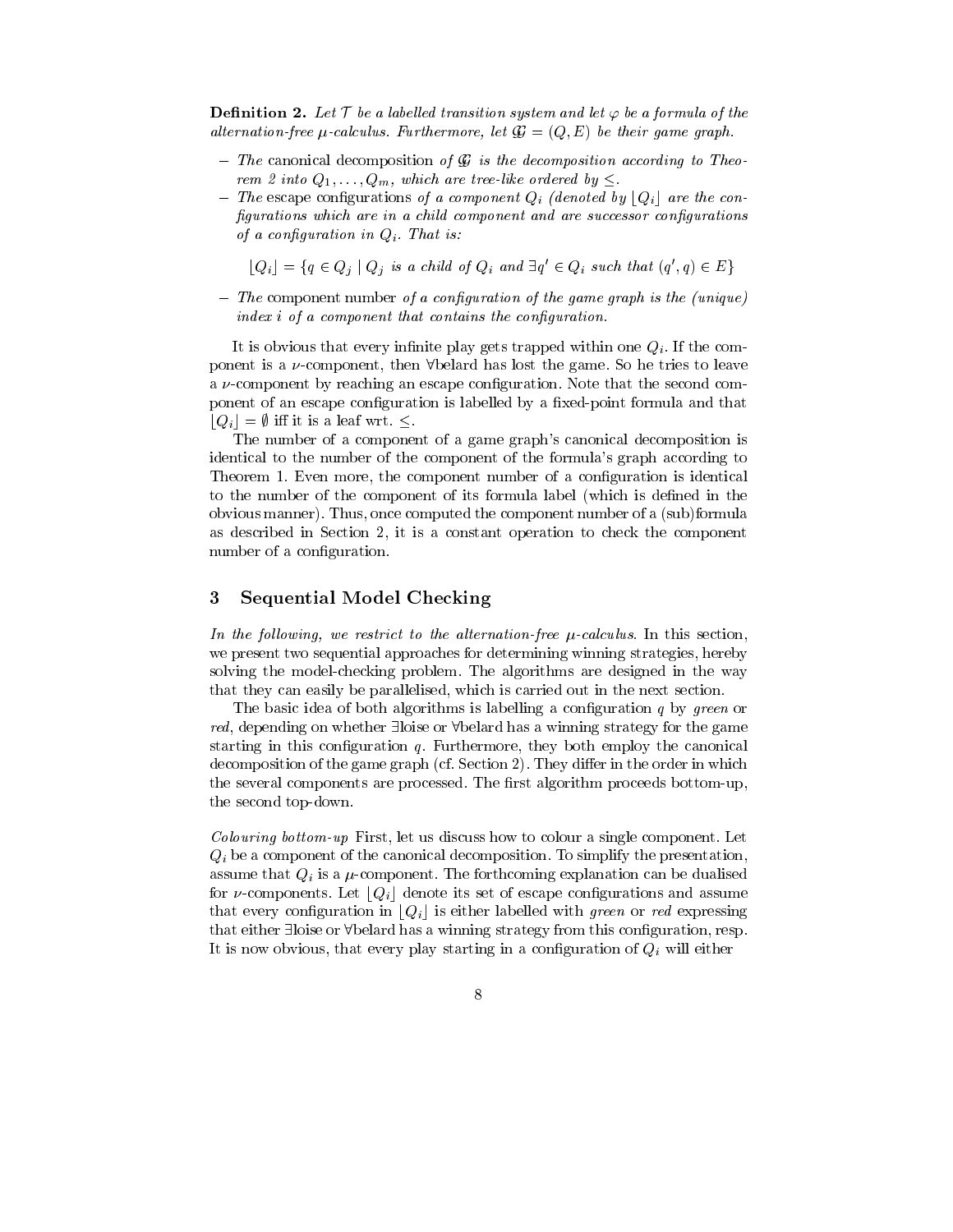**Definition 2.** *Let $\mathcal{T}$ be a labelled transition system and let $\varphi$ be a formula of the alternation-free $\mu$-calculus. Furthermore, let $\mathcal{G} = (Q, E)$ be their game graph.*

- *The* canonical decomposition *of $\mathcal{G}$ is the decomposition according to Theorem 2 into $Q_1, \ldots, Q_m$, which are tree-like ordered by $\leq$.*
- *The* escape configurations *of a component $Q_i$ (denoted by $\lfloor Q_i \rfloor$ are the configurations which are in a child component and are successor configurations of a configuration in $Q_i$. That is:*

$$\lfloor Q_i \rfloor = \{q \in Q_j \mid Q_j \text{ is a child of } Q_i \text{ and } \exists q' \in Q_i \text{ such that } (q', q) \in E\}$$

- *The* component number *of a configuration of the game graph is the (unique) index $i$ of a component that contains the configuration.*

It is obvious that every infinite play gets trapped within one $Q_i$. If the component is a $\nu$-component, then ∀belard has lost the game. So he tries to leave a $\nu$-component by reaching an escape configuration. Note that the second component of an escape configuration is labelled by a fixed-point formula and that $\lfloor Q_i \rfloor = \emptyset$ iff it is a leaf wrt. $\leq$.

The number of a component of a game graph's canonical decomposition is identical to the number of the component of the formula's graph according to Theorem 1. Even more, the component number of a configuration is identical to the number of the component of its formula label (which is defined in the obvious manner). Thus, once computed the component number of a (sub)formula as described in Section 2, it is a constant operation to check the component number of a configuration.

## 3 Sequential Model Checking

*In the following, we restrict to the alternation-free $\mu$-calculus.* In this section, we present two sequential approaches for determining winning strategies, hereby solving the model-checking problem. The algorithms are designed in the way that they can easily be parallelised, which is carried out in the next section.

The basic idea of both algorithms is labelling a configuration $q$ by *green* or *red*, depending on whether ∃loise or ∀belard has a winning strategy for the game starting in this configuration $q$. Furthermore, they both employ the canonical decomposition of the game graph (cf. Section 2). They differ in the order in which the several components are processed. The first algorithm proceeds bottom-up, the second top-down.

*Colouring bottom-up* First, let us discuss how to colour a single component. Let $Q_i$ be a component of the canonical decomposition. To simplify the presentation, assume that $Q_i$ is a $\mu$-component. The forthcoming explanation can be dualised for $\nu$-components. Let $\lfloor Q_i \rfloor$ denote its set of escape configurations and assume that every configuration in $\lfloor Q_i \rfloor$ is either labelled with *green* or *red* expressing that either ∃loise or ∀belard has a winning strategy from this configuration, resp. It is now obvious, that every play starting in a configuration of $Q_i$ will either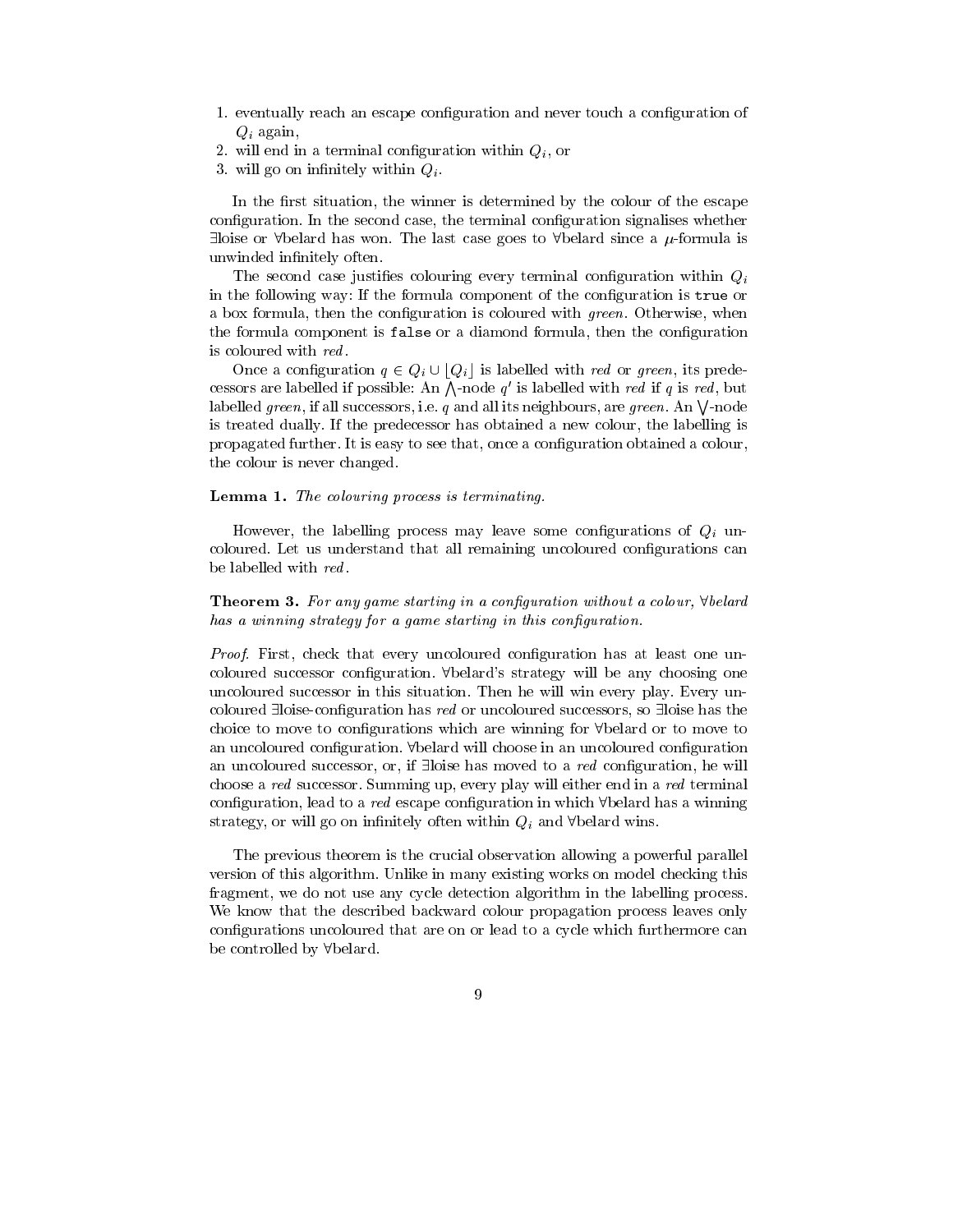1. eventually reach an escape configuration and never touch a configuration of $Q_i$ again,
2. will end in a terminal configuration within $Q_i$, or
3. will go on infinitely within $Q_i$.

In the first situation, the winner is determined by the colour of the escape configuration. In the second case, the terminal configuration signalises whether ∃loise or ∀belard has won. The last case goes to ∀belard since a $\mu$-formula is unwinded infinitely often.

The second case justifies colouring every terminal configuration within $Q_i$ in the following way: If the formula component of the configuration is `true` or a box formula, then the configuration is coloured with *green*. Otherwise, when the formula component is `false` or a diamond formula, then the configuration is coloured with *red*.

Once a configuration $q \in Q_i \cup \lfloor Q_i \rfloor$ is labelled with *red* or *green*, its predecessors are labelled if possible: An $\bigwedge$-node $q'$ is labelled with *red* if $q$ is *red*, but labelled *green*, if all successors, i.e. $q$ and all its neighbours, are *green*. An $\bigvee$-node is treated dually. If the predecessor has obtained a new colour, the labelling is propagated further. It is easy to see that, once a configuration obtained a colour, the colour is never changed.

**Lemma 1.** *The colouring process is terminating.*

However, the labelling process may leave some configurations of $Q_i$ uncoloured. Let us understand that all remaining uncoloured configurations can be labelled with *red*.

**Theorem 3.** *For any game starting in a configuration without a colour, ∀belard has a winning strategy for a game starting in this configuration.*

*Proof.* First, check that every uncoloured configuration has at least one uncoloured successor configuration. ∀belard's strategy will be any choosing one uncoloured successor in this situation. Then he will win every play. Every uncoloured ∃loise-configuration has *red* or uncoloured successors, so ∃loise has the choice to move to configurations which are winning for ∀belard or to move to an uncoloured configuration. ∀belard will choose in an uncoloured configuration an uncoloured successor, or, if ∃loise has moved to a *red* configuration, he will choose a *red* successor. Summing up, every play will either end in a *red* terminal configuration, lead to a *red* escape configuration in which ∀belard has a winning strategy, or will go on infinitely often within $Q_i$ and ∀belard wins.

The previous theorem is the crucial observation allowing a powerful parallel version of this algorithm. Unlike in many existing works on model checking this fragment, we do not use any cycle detection algorithm in the labelling process. We know that the described backward colour propagation process leaves only configurations uncoloured that are on or lead to a cycle which furthermore can be controlled by ∀belard.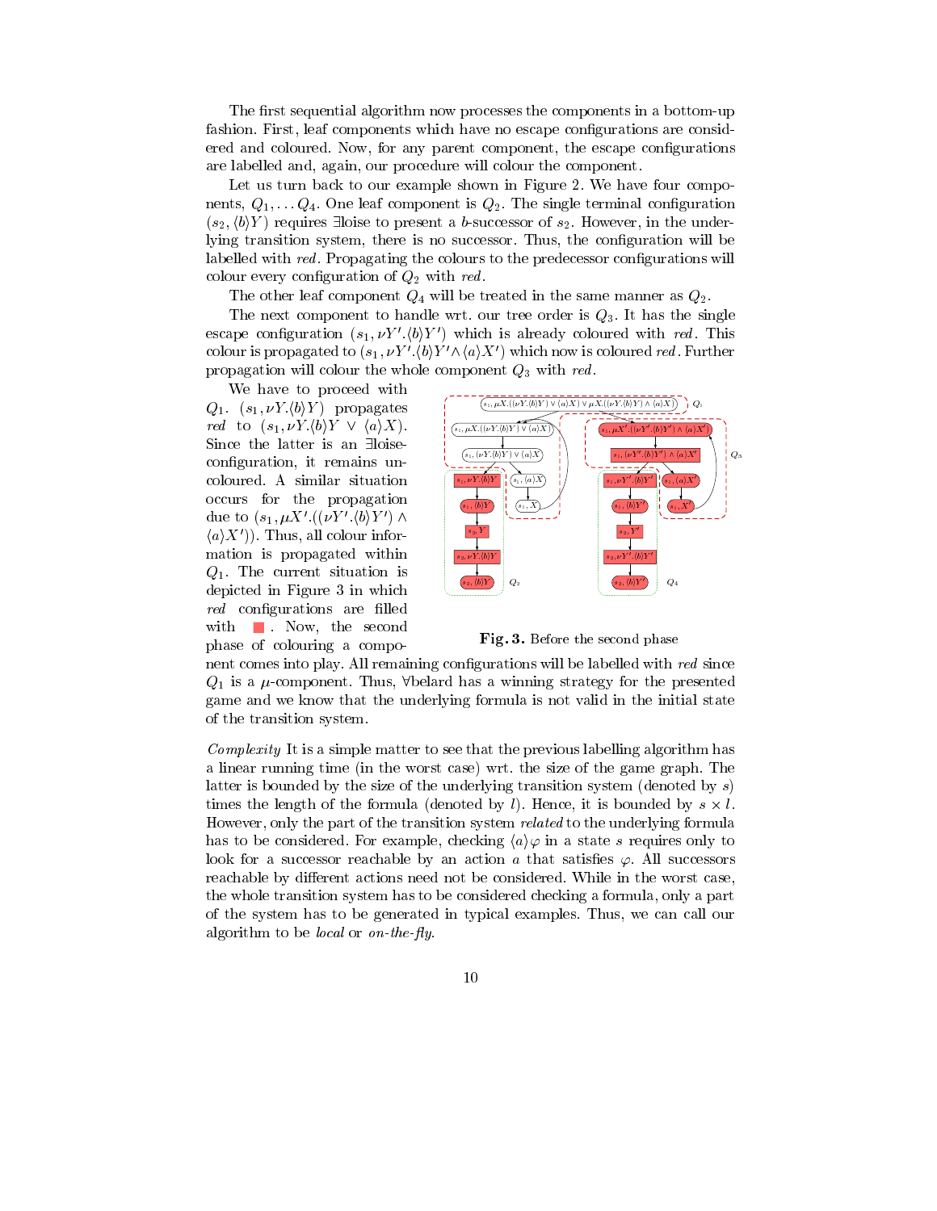The first sequential algorithm now processes the components in a bottom-up fashion. First, leaf components which have no escape configurations are considered and coloured. Now, for any parent component, the escape configurations are labelled and, again, our procedure will colour the component.

Let us turn back to our example shown in Figure 2. We have four components, $Q_1, \ldots Q_4$. One leaf component is $Q_2$. The single terminal configuration $(s_2, \langle b \rangle Y)$ requires ∃loise to present a $b$-successor of $s_2$. However, in the underlying transition system, there is no successor. Thus, the configuration will be labelled with *red*. Propagating the colours to the predecessor configurations will colour every configuration of $Q_2$ with *red*.

The other leaf component $Q_4$ will be treated in the same manner as $Q_2$.

The next component to handle wrt. our tree order is $Q_3$. It has the single escape configuration $(s_1, \nu Y'.\langle b \rangle Y')$ which is already coloured with *red*. This colour is propagated to $(s_1, \nu Y'.\langle b \rangle Y' \wedge \langle a \rangle X')$ which now is coloured *red*. Further propagation will colour the whole component $Q_3$ with *red*.

We have to proceed with $Q_1$. $(s_1, \nu Y.\langle b \rangle Y)$ propagates *red* to $(s_1, \nu Y.\langle b \rangle Y \vee \langle a \rangle X)$. Since the latter is an ∃loise-configuration, it remains uncoloured. A similar situation occurs for the propagation due to $(s_1, \mu X'.((\nu Y'.\langle b \rangle Y') \wedge \langle a \rangle X'))$. Thus, all colour information is propagated within $Q_1$. The current situation is depicted in Figure 3 in which *red* configurations are filled with ■. Now, the second phase of colouring a component comes into play. All remaining configurations will be labelled with *red* since $Q_1$ is a $\mu$-component. Thus, ∀belard has a winning strategy for the presented game and we know that the underlying formula is not valid in the initial state of the transition system.

**Fig. 3.** Before the second phase

*Complexity* It is a simple matter to see that the previous labelling algorithm has a linear running time (in the worst case) wrt. the size of the game graph. The latter is bounded by the size of the underlying transition system (denoted by $s$) times the length of the formula (denoted by $l$). Hence, it is bounded by $s \times l$. However, only the part of the transition system *related* to the underlying formula has to be considered. For example, checking $\langle a \rangle \varphi$ in a state $s$ requires only to look for a successor reachable by an action $a$ that satisfies $\varphi$. All successors reachable by different actions need not be considered. While in the worst case, the whole transition system has to be considered checking a formula, only a part of the system has to be generated in typical examples. Thus, we can call our algorithm to be *local* or *on-the-fly*.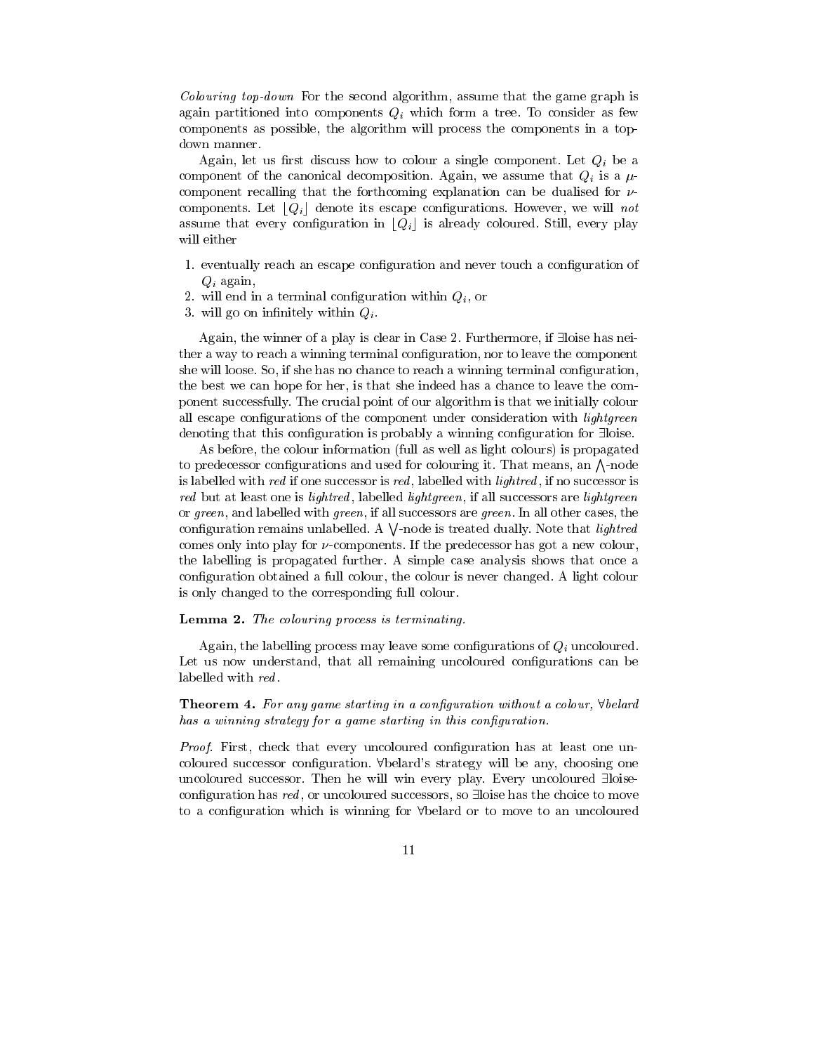*Colouring top-down* For the second algorithm, assume that the game graph is again partitioned into components $Q_i$ which form a tree. To consider as few components as possible, the algorithm will process the components in a top-down manner.

Again, let us first discuss how to colour a single component. Let $Q_i$ be a component of the canonical decomposition. Again, we assume that $Q_i$ is a $\mu$-component recalling that the forthcoming explanation can be dualised for $\nu$-components. Let $\lfloor Q_i \rfloor$ denote its escape configurations. However, we will *not* assume that every configuration in $\lfloor Q_i \rfloor$ is already coloured. Still, every play will either

1. eventually reach an escape configuration and never touch a configuration of $Q_i$ again,
2. will end in a terminal configuration within $Q_i$, or
3. will go on infinitely within $Q_i$.

Again, the winner of a play is clear in Case 2. Furthermore, if ∃loise has neither a way to reach a winning terminal configuration, nor to leave the component she will loose. So, if she has no chance to reach a winning terminal configuration, the best we can hope for her, is that she indeed has a chance to leave the component successfully. The crucial point of our algorithm is that we initially colour all escape configurations of the component under consideration with *lightgreen* denoting that this configuration is probably a winning configuration for ∃loise.

As before, the colour information (full as well as light colours) is propagated to predecessor configurations and used for colouring it. That means, an $\bigwedge$-node is labelled with *red* if one successor is *red*, labelled with *lightred*, if no successor is *red* but at least one is *lightred*, labelled *lightgreen*, if all successors are *lightgreen* or *green*, and labelled with *green*, if all successors are *green*. In all other cases, the configuration remains unlabelled. A $\bigvee$-node is treated dually. Note that *lightred* comes only into play for $\nu$-components. If the predecessor has got a new colour, the labelling is propagated further. A simple case analysis shows that once a configuration obtained a full colour, the colour is never changed. A light colour is only changed to the corresponding full colour.

**Lemma 2.** *The colouring process is terminating.*

Again, the labelling process may leave some configurations of $Q_i$ uncoloured. Let us now understand, that all remaining uncoloured configurations can be labelled with *red*.

**Theorem 4.** *For any game starting in a configuration without a colour, ∀belard has a winning strategy for a game starting in this configuration.*

*Proof.* First, check that every uncoloured configuration has at least one uncoloured successor configuration. ∀belard's strategy will be any, choosing one uncoloured successor. Then he will win every play. Every uncoloured ∃loise-configuration has *red*, or uncoloured successors, so ∃loise has the choice to move to a configuration which is winning for ∀belard or to move to an uncoloured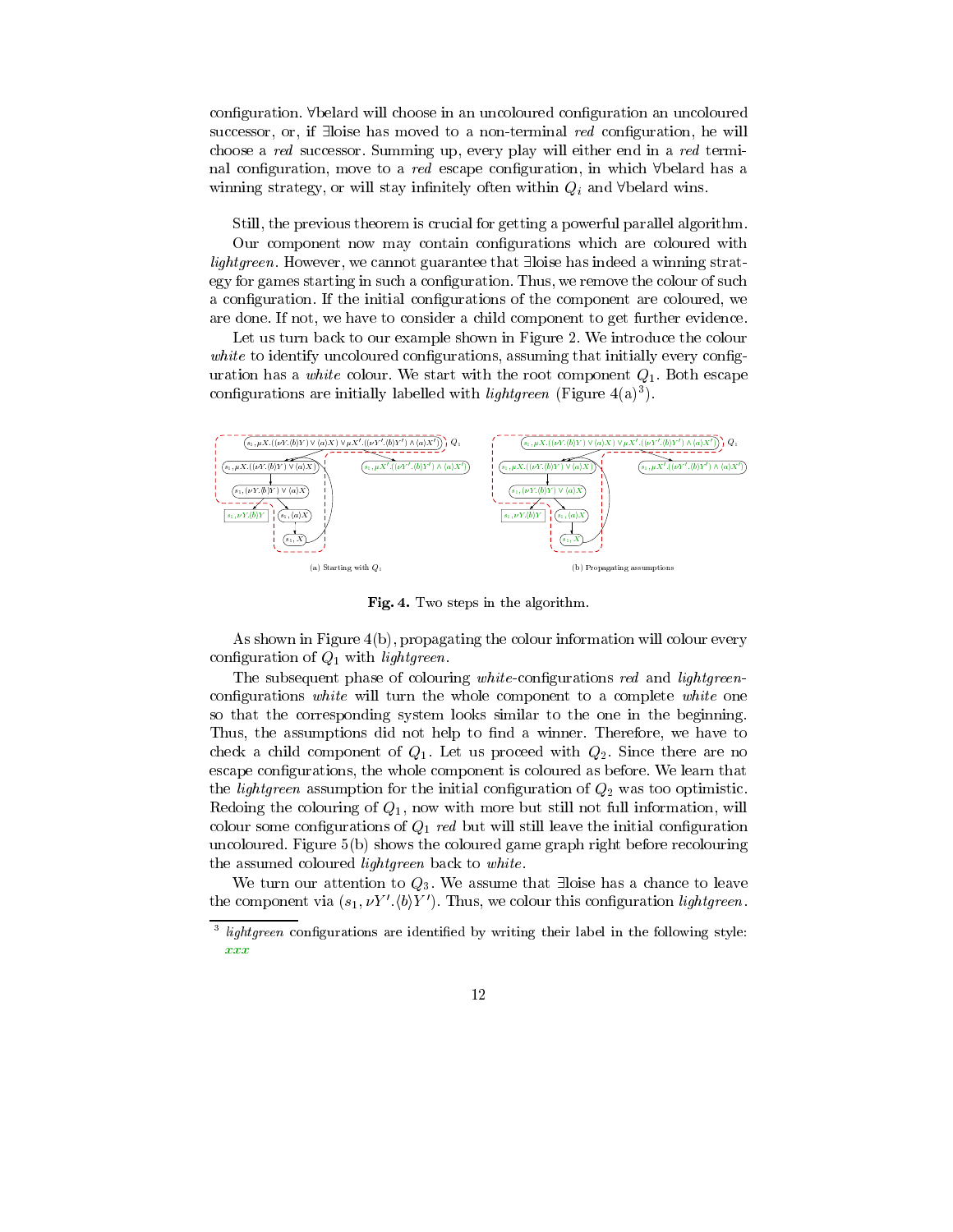configuration. ∀belard will choose in an uncoloured configuration an uncoloured successor, or, if ∃loise has moved to a non-terminal *red* configuration, he will choose a *red* successor. Summing up, every play will either end in a *red* terminal configuration, move to a *red* escape configuration, in which ∀belard has a winning strategy, or will stay infinitely often within $Q_i$ and ∀belard wins.

Still, the previous theorem is crucial for getting a powerful parallel algorithm.

Our component now may contain configurations which are coloured with *lightgreen*. However, we cannot guarantee that ∃loise has indeed a winning strategy for games starting in such a configuration. Thus, we remove the colour of such a configuration. If the initial configurations of the component are coloured, we are done. If not, we have to consider a child component to get further evidence.

Let us turn back to our example shown in Figure 2. We introduce the colour *white* to identify uncoloured configurations, assuming that initially every configuration has a *white* colour. We start with the root component $Q_1$. Both escape configurations are initially labelled with *lightgreen* (Figure 4(a)[3]).

(a) Starting with $Q_1$

(b) Propagating assumptions

**Fig. 4.** Two steps in the algorithm.

As shown in Figure 4(b), propagating the colour information will colour every configuration of $Q_1$ with *lightgreen*.

The subsequent phase of colouring *white*-configurations *red* and *lightgreen*-configurations *white* will turn the whole component to a complete *white* one so that the corresponding system looks similar to the one in the beginning. Thus, the assumptions did not help to find a winner. Therefore, we have to check a child component of $Q_1$. Let us proceed with $Q_2$. Since there are no escape configurations, the whole component is coloured as before. We learn that the *lightgreen* assumption for the initial configuration of $Q_2$ was too optimistic. Redoing the colouring of $Q_1$, now with more but still not full information, will colour some configurations of $Q_1$ *red* but will still leave the initial configuration uncoloured. Figure 5(b) shows the coloured game graph right before recolouring the assumed coloured *lightgreen* back to *white*.

We turn our attention to $Q_3$. We assume that ∃loise has a chance to leave the component via $(s_1, \nu Y'.\langle b\rangle Y')$. Thus, we colour this configuration *lightgreen*.

[3] *lightgreen* configurations are identified by writing their label in the following style: *xxx*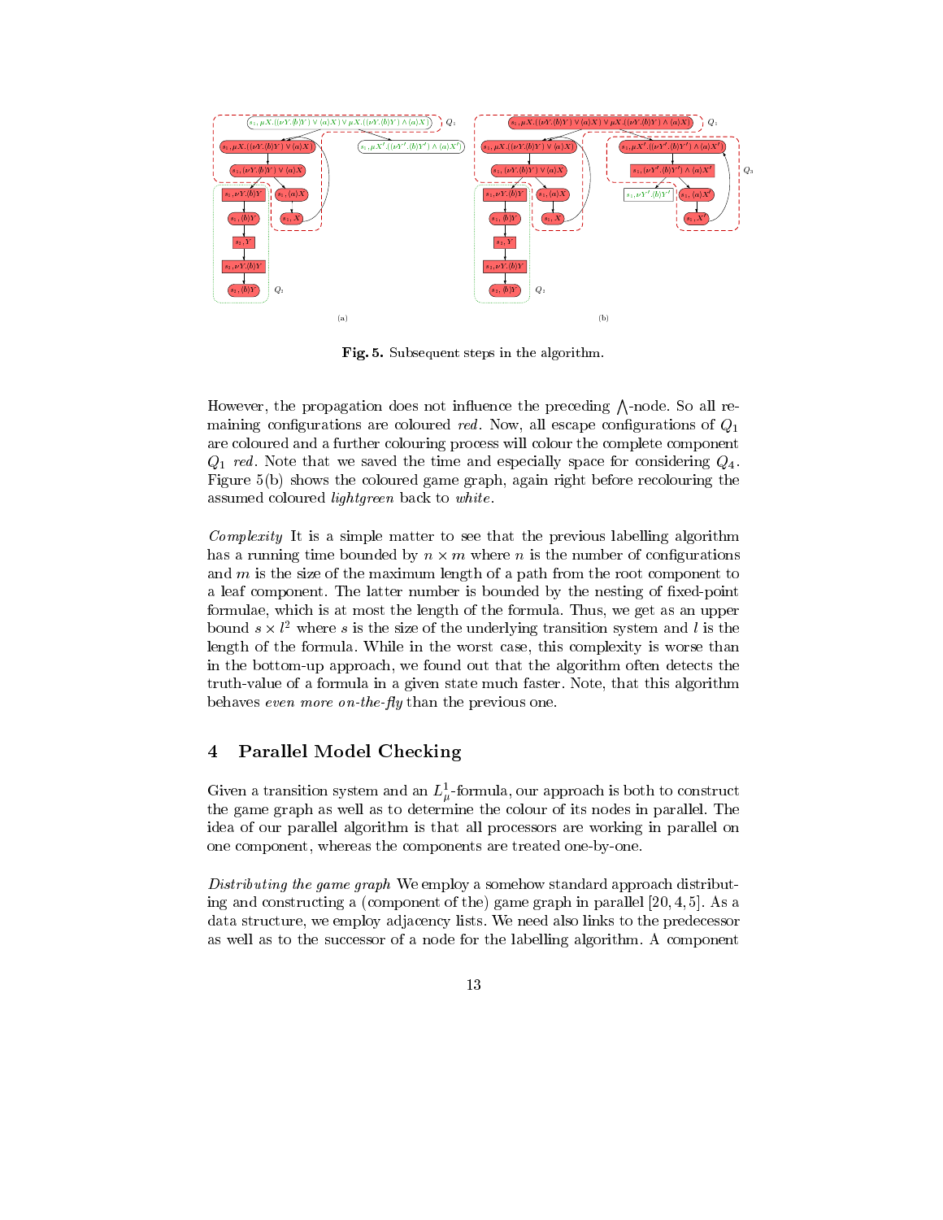**Fig. 5.** Subsequent steps in the algorithm.

However, the propagation does not influence the preceding $\bigwedge$-node. So all remaining configurations are coloured *red*. Now, all escape configurations of $Q_1$ are coloured and a further colouring process will colour the complete component $Q_1$ *red*. Note that we saved the time and especially space for considering $Q_4$. Figure 5(b) shows the coloured game graph, again right before recolouring the assumed coloured *lightgreen* back to *white*.

*Complexity* It is a simple matter to see that the previous labelling algorithm has a running time bounded by $n \times m$ where $n$ is the number of configurations and $m$ is the size of the maximum length of a path from the root component to a leaf component. The latter number is bounded by the nesting of fixed-point formulae, which is at most the length of the formula. Thus, we get as an upper bound $s \times l^2$ where $s$ is the size of the underlying transition system and $l$ is the length of the formula. While in the worst case, this complexity is worse than in the bottom-up approach, we found out that the algorithm often detects the truth-value of a formula in a given state much faster. Note, that this algorithm behaves *even more on-the-fly* than the previous one.

## 4 Parallel Model Checking

Given a transition system and an $L^1_\mu$-formula, our approach is both to construct the game graph as well as to determine the colour of its nodes in parallel. The idea of our parallel algorithm is that all processors are working in parallel on one component, whereas the components are treated one-by-one.

*Distributing the game graph* We employ a somehow standard approach distributing and constructing a (component of the) game graph in parallel [20, 4, 5]. As a data structure, we employ adjacency lists. We need also links to the predecessor as well as to the successor of a node for the labelling algorithm. A component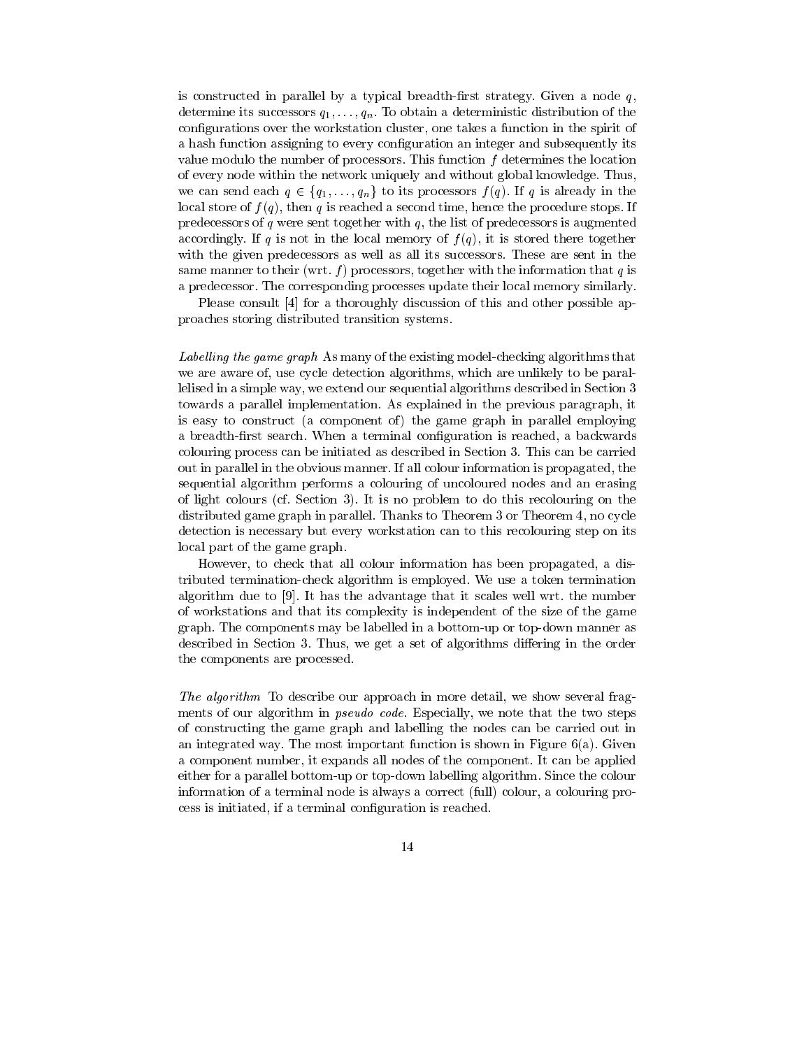is constructed in parallel by a typical breadth-first strategy. Given a node $q$, determine its successors $q_1, \ldots, q_n$. To obtain a deterministic distribution of the configurations over the workstation cluster, one takes a function in the spirit of a hash function assigning to every configuration an integer and subsequently its value modulo the number of processors. This function $f$ determines the location of every node within the network uniquely and without global knowledge. Thus, we can send each $q \in \{q_1, \ldots, q_n\}$ to its processors $f(q)$. If $q$ is already in the local store of $f(q)$, then $q$ is reached a second time, hence the procedure stops. If predecessors of $q$ were sent together with $q$, the list of predecessors is augmented accordingly. If $q$ is not in the local memory of $f(q)$, it is stored there together with the given predecessors as well as all its successors. These are sent in the same manner to their (wrt. $f$) processors, together with the information that $q$ is a predecessor. The corresponding processes update their local memory similarly.

Please consult [4] for a thoroughly discussion of this and other possible approaches storing distributed transition systems.

*Labelling the game graph* As many of the existing model-checking algorithms that we are aware of, use cycle detection algorithms, which are unlikely to be parallelised in a simple way, we extend our sequential algorithms described in Section 3 towards a parallel implementation. As explained in the previous paragraph, it is easy to construct (a component of) the game graph in parallel employing a breadth-first search. When a terminal configuration is reached, a backwards colouring process can be initiated as described in Section 3. This can be carried out in parallel in the obvious manner. If all colour information is propagated, the sequential algorithm performs a colouring of uncoloured nodes and an erasing of light colours (cf. Section 3). It is no problem to do this recolouring on the distributed game graph in parallel. Thanks to Theorem 3 or Theorem 4, no cycle detection is necessary but every workstation can to this recolouring step on its local part of the game graph.

However, to check that all colour information has been propagated, a distributed termination-check algorithm is employed. We use a token termination algorithm due to [9]. It has the advantage that it scales well wrt. the number of workstations and that its complexity is independent of the size of the game graph. The components may be labelled in a bottom-up or top-down manner as described in Section 3. Thus, we get a set of algorithms differing in the order the components are processed.

*The algorithm* To describe our approach in more detail, we show several fragments of our algorithm in *pseudo code*. Especially, we note that the two steps of constructing the game graph and labelling the nodes can be carried out in an integrated way. The most important function is shown in Figure 6(a). Given a component number, it expands all nodes of the component. It can be applied either for a parallel bottom-up or top-down labelling algorithm. Since the colour information of a terminal node is always a correct (full) colour, a colouring process is initiated, if a terminal configuration is reached.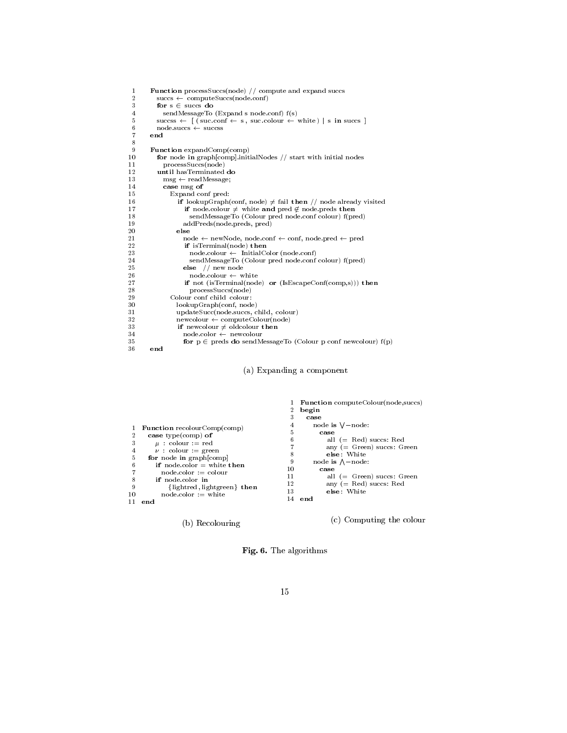```
1     Function processSuccs(node) // compute and expand succs
2        succs ← computeSuccs(node.conf)
3        for s ∈ succs do
4           sendMessageTo (Expand s node.conf) f(s)
5        sucss ← [ (suc.conf ← s , suc.colour ← white ) | s in succs ]
6        node.succs ← sucss
7     end
8
9     Function expandComp(comp)
10       for node in graph[comp].initialNodes // start with initial nodes
11          processSuccs(node)
12       until hasTerminated do
13          msg ← readMessage;
14          case msg of
15             Expand conf pred:
16                if lookupGraph(conf, node) ≠ fail then // node already visited
17                   if node.colour ≠ white and pred ∉ node.preds then
18                      sendMessageTo (Colour pred node.conf colour) f(pred)
19                   addPreds(node.preds, pred)
20                else
21                   node ← newNode, node.conf ← conf, node.pred ← pred
22                   if isTerminal(node) then
23                      node.colour ← InitialColor(node.conf)
24                      sendMessageTo (Colour pred node.conf colour) f(pred)
25                   else  // new node
26                      node.colour ← white
27                   if not (isTerminal(node) or (IsEscapeConf(comp,s))) then
28                      processSuccs(node)
29             Colour conf child colour:
30                lookupGraph(conf, node)
31                updateSucc(node.succs, child, colour)
32                newcolour ← computeColour(node)
33                if newcolour ≠ oldcolour then
34                   node.color ← newcolour
35                   for p ∈ preds do sendMessageTo (Colour p conf newcolour) f(p)
36    end
```

(a) Expanding a component

```
1  Function recolourComp(comp)
2     case type(comp) of
3        μ : colour := red
4        ν : colour := green
5     for node in graph[comp]
6        if node.color = white then
7           node.color := colour
8        if node.color in
9              {lightred, lightgreen} then
10          node.color := white
11 end
```

(b) Recolouring

```
1  Function computeColour(node,succs)
2  begin
3     case
4        node is ⋁−node:
5           case
6              all (= Red) succs: Red
7              any (= Green) succs: Green
8              else: White
9        node is ⋀−node:
10          case
11             all (= Green) succs: Green
12             any (= Red) succs: Red
13             else: White
14 end
```

(c) Computing the colour

**Fig. 6.** The algorithms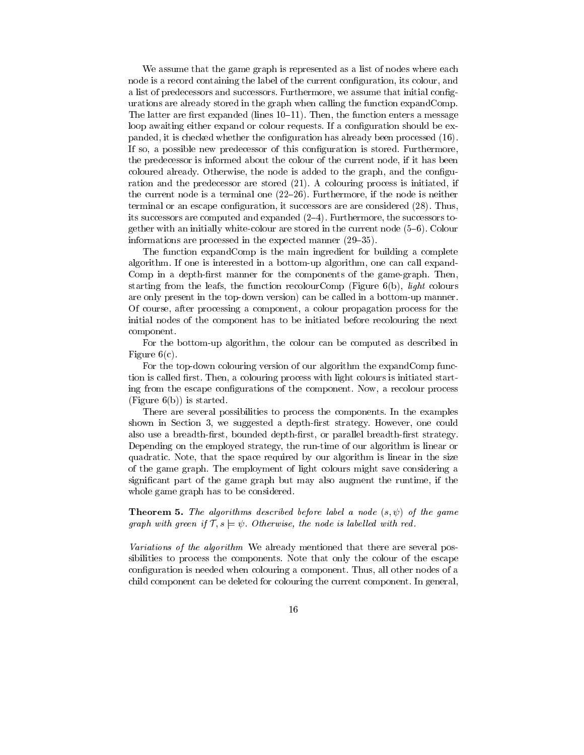We assume that the game graph is represented as a list of nodes where each node is a record containing the label of the current configuration, its colour, and a list of predecessors and successors. Furthermore, we assume that initial configurations are already stored in the graph when calling the function expandComp. The latter are first expanded (lines 10–11). Then, the function enters a message loop awaiting either expand or colour requests. If a configuration should be expanded, it is checked whether the configuration has already been processed (16). If so, a possible new predecessor of this configuration is stored. Furthermore, the predecessor is informed about the colour of the current node, if it has been coloured already. Otherwise, the node is added to the graph, and the configuration and the predecessor are stored (21). A colouring process is initiated, if the current node is a terminal one (22–26). Furthermore, if the node is neither terminal or an escape configuration, it successors are are considered (28). Thus, its successors are computed and expanded (2–4). Furthermore, the successors together with an initially white-colour are stored in the current node (5–6). Colour informations are processed in the expected manner (29–35).

The function expandComp is the main ingredient for building a complete algorithm. If one is interested in a bottom-up algorithm, one can call expandComp in a depth-first manner for the components of the game-graph. Then, starting from the leafs, the function recolourComp (Figure 6(b), *light* colours are only present in the top-down version) can be called in a bottom-up manner. Of course, after processing a component, a colour propagation process for the initial nodes of the component has to be initiated before recolouring the next component.

For the bottom-up algorithm, the colour can be computed as described in Figure 6(c).

For the top-down colouring version of our algorithm the expandComp function is called first. Then, a colouring process with light colours is initiated starting from the escape configurations of the component. Now, a recolour process (Figure 6(b)) is started.

There are several possibilities to process the components. In the examples shown in Section 3, we suggested a depth-first strategy. However, one could also use a breadth-first, bounded depth-first, or parallel breadth-first strategy. Depending on the employed strategy, the run-time of our algorithm is linear or quadratic. Note, that the space required by our algorithm is linear in the size of the game graph. The employment of light colours might save considering a significant part of the game graph but may also augment the runtime, if the whole game graph has to be considered.

**Theorem 5.** *The algorithms described before label a node $(s, \psi)$ of the game graph with green if $\mathcal{T}, s \models \psi$. Otherwise, the node is labelled with red.*

*Variations of the algorithm* We already mentioned that there are several possibilities to process the components. Note that only the colour of the escape configuration is needed when colouring a component. Thus, all other nodes of a child component can be deleted for colouring the current component. In general,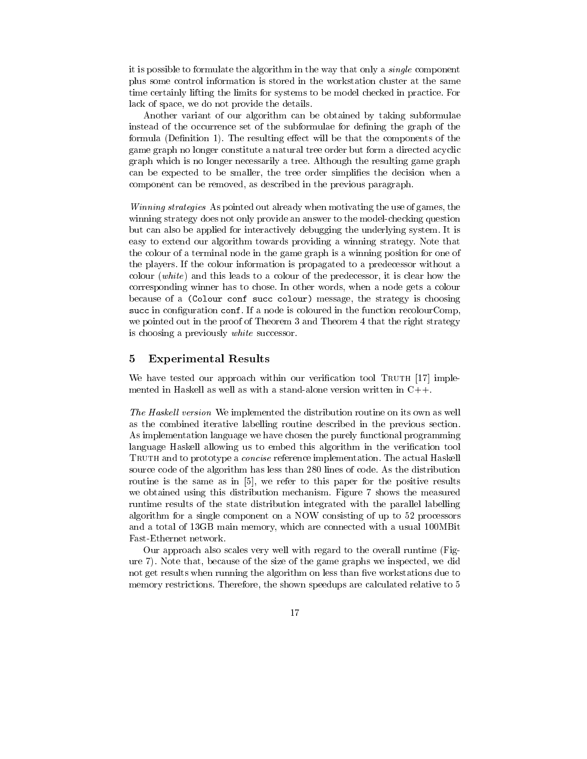it is possible to formulate the algorithm in the way that only a *single* component plus some control information is stored in the workstation cluster at the same time certainly lifting the limits for systems to be model checked in practice. For lack of space, we do not provide the details.

Another variant of our algorithm can be obtained by taking subformulae instead of the occurrence set of the subformulae for defining the graph of the formula (Definition 1). The resulting effect will be that the components of the game graph no longer constitute a natural tree order but form a directed acyclic graph which is no longer necessarily a tree. Although the resulting game graph can be expected to be smaller, the tree order simplifies the decision when a component can be removed, as described in the previous paragraph.

*Winning strategies* As pointed out already when motivating the use of games, the winning strategy does not only provide an answer to the model-checking question but can also be applied for interactively debugging the underlying system. It is easy to extend our algorithm towards providing a winning strategy. Note that the colour of a terminal node in the game graph is a winning position for one of the players. If the colour information is propagated to a predecessor without a colour (*white*) and this leads to a colour of the predecessor, it is clear how the corresponding winner has to chose. In other words, when a node gets a colour because of a `(Colour conf succ colour)` message, the strategy is choosing `succ` in configuration `conf`. If a node is coloured in the function recolourComp, we pointed out in the proof of Theorem 3 and Theorem 4 that the right strategy is choosing a previously *white* successor.

## 5 Experimental Results

We have tested our approach within our verification tool Truth [17] implemented in Haskell as well as with a stand-alone version written in C++.

*The Haskell version* We implemented the distribution routine on its own as well as the combined iterative labelling routine described in the previous section. As implementation language we have chosen the purely functional programming language Haskell allowing us to embed this algorithm in the verification tool Truth and to prototype a *concise* reference implementation. The actual Haskell source code of the algorithm has less than 280 lines of code. As the distribution routine is the same as in [5], we refer to this paper for the positive results we obtained using this distribution mechanism. Figure 7 shows the measured runtime results of the state distribution integrated with the parallel labelling algorithm for a single component on a NOW consisting of up to 52 processors and a total of 13GB main memory, which are connected with a usual 100MBit Fast-Ethernet network.

Our approach also scales very well with regard to the overall runtime (Figure 7). Note that, because of the size of the game graphs we inspected, we did not get results when running the algorithm on less than five workstations due to memory restrictions. Therefore, the shown speedups are calculated relative to 5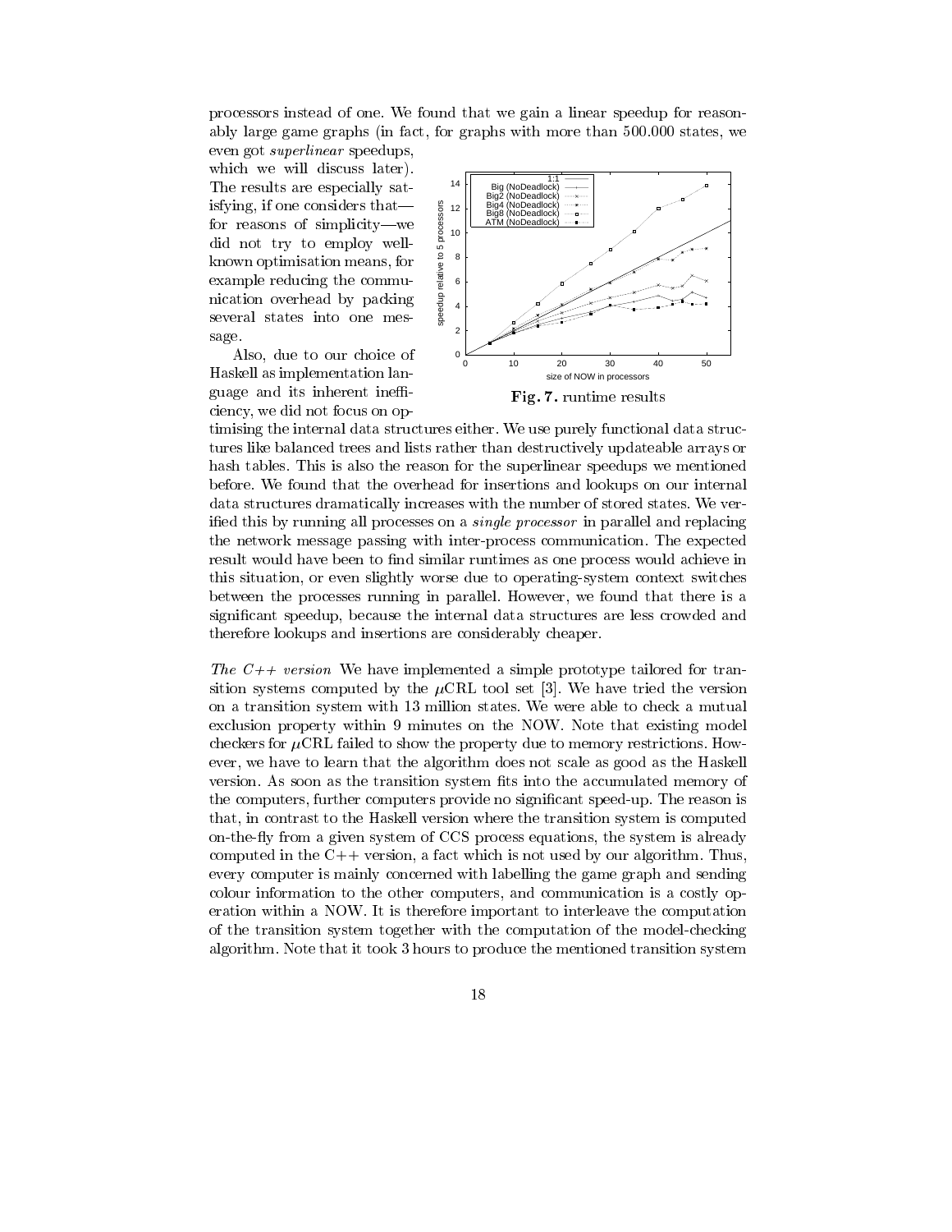processors instead of one. We found that we gain a linear speedup for reasonably large game graphs (in fact, for graphs with more than 500.000 states, we even got *superlinear* speedups, which we will discuss later). The results are especially satisfying, if one considers that—for reasons of simplicity—we did not try to employ well-known optimisation means, for example reducing the communication overhead by packing several states into one message.

Also, due to our choice of Haskell as implementation language and its inherent inefficiency, we did not focus on optimising the internal data structures either. We use purely functional data structures like balanced trees and lists rather than destructively updateable arrays or hash tables. This is also the reason for the superlinear speedups we mentioned before. We found that the overhead for insertions and lookups on our internal data structures dramatically increases with the number of stored states. We verified this by running all processes on a *single processor* in parallel and replacing the network message passing with inter-process communication. The expected result would have been to find similar runtimes as one process would achieve in this situation, or even slightly worse due to operating-system context switches between the processes running in parallel. However, we found that there is a significant speedup, because the internal data structures are less crowded and therefore lookups and insertions are considerably cheaper.

1:1
Big (NoDeadlock)
Big2 (NoDeadlock)
Big4 (NoDeadlock)
Big8 (NoDeadlock)
ATM (NoDeadlock)

speedup relative to 5 processors
0
2
4
6
8
10
12
14

size of NOW in processors
0
10
20
30
40
50

**Fig. 7.** runtime results

*The C++ version* We have implemented a simple prototype tailored for transition systems computed by the $\mu$CRL tool set [3]. We have tried the version on a transition system with 13 million states. We were able to check a mutual exclusion property within 9 minutes on the NOW. Note that existing model checkers for $\mu$CRL failed to show the property due to memory restrictions. However, we have to learn that the algorithm does not scale as good as the Haskell version. As soon as the transition system fits into the accumulated memory of the computers, further computers provide no significant speed-up. The reason is that, in contrast to the Haskell version where the transition system is computed on-the-fly from a given system of CCS process equations, the system is already computed in the C++ version, a fact which is not used by our algorithm. Thus, every computer is mainly concerned with labelling the game graph and sending colour information to the other computers, and communication is a costly operation within a NOW. It is therefore important to interleave the computation of the transition system together with the computation of the model-checking algorithm. Note that it took 3 hours to produce the mentioned transition system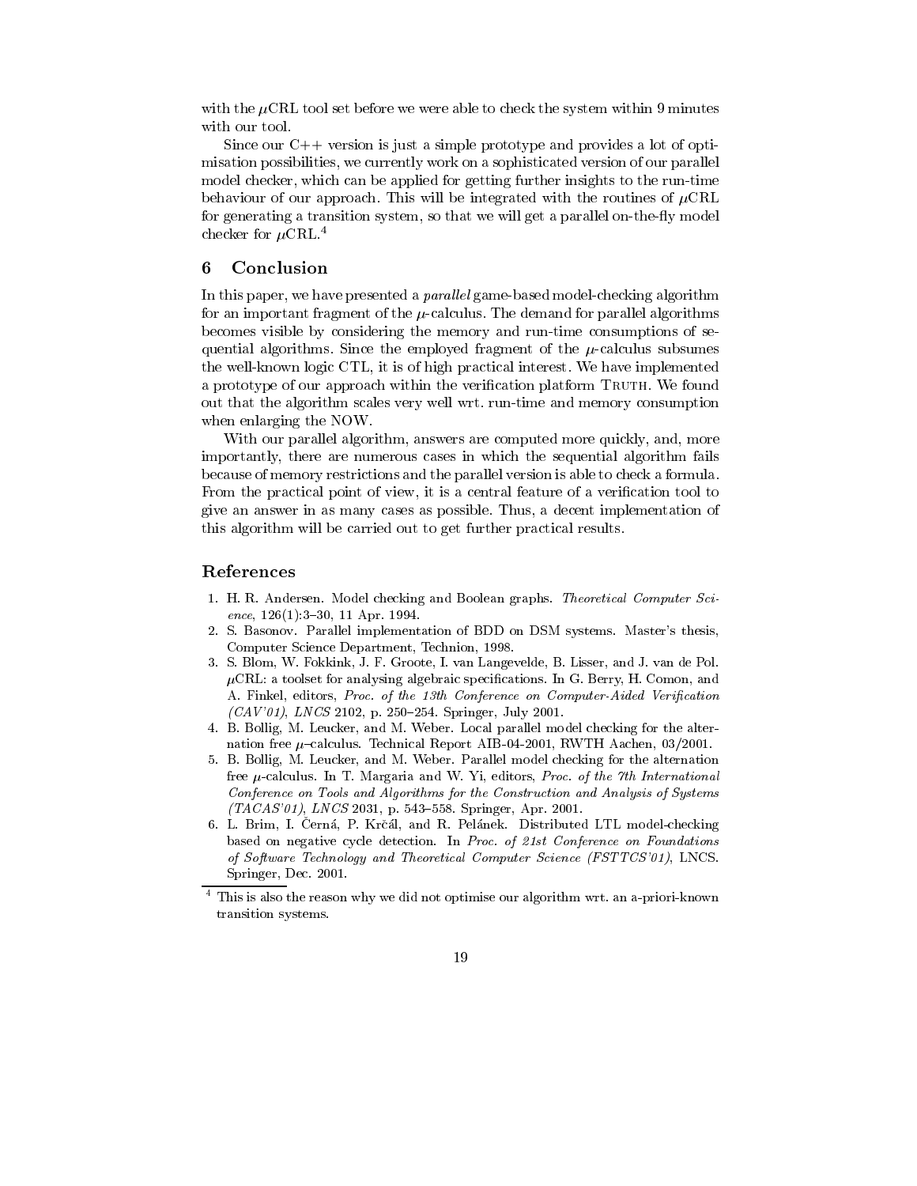with the $\mu$CRL tool set before we were able to check the system within 9 minutes with our tool.

Since our C++ version is just a simple prototype and provides a lot of optimisation possibilities, we currently work on a sophisticated version of our parallel model checker, which can be applied for getting further insights to the run-time behaviour of our approach. This will be integrated with the routines of $\mu$CRL for generating a transition system, so that we will get a parallel on-the-fly model checker for $\mu$CRL.[4]

## 6 Conclusion

In this paper, we have presented a *parallel* game-based model-checking algorithm for an important fragment of the $\mu$-calculus. The demand for parallel algorithms becomes visible by considering the memory and run-time consumptions of sequential algorithms. Since the employed fragment of the $\mu$-calculus subsumes the well-known logic CTL, it is of high practical interest. We have implemented a prototype of our approach within the verification platform TRUTH. We found out that the algorithm scales very well wrt. run-time and memory consumption when enlarging the NOW.

With our parallel algorithm, answers are computed more quickly, and, more importantly, there are numerous cases in which the sequential algorithm fails because of memory restrictions and the parallel version is able to check a formula. From the practical point of view, it is a central feature of a verification tool to give an answer in as many cases as possible. Thus, a decent implementation of this algorithm will be carried out to get further practical results.

## References

1. H. R. Andersen. Model checking and Boolean graphs. *Theoretical Computer Science*, 126(1):3–30, 11 Apr. 1994.
2. S. Basonov. Parallel implementation of BDD on DSM systems. Master's thesis, Computer Science Department, Technion, 1998.
3. S. Blom, W. Fokkink, J. F. Groote, I. van Langevelde, B. Lisser, and J. van de Pol. $\mu$CRL: a toolset for analysing algebraic specifications. In G. Berry, H. Comon, and A. Finkel, editors, *Proc. of the 13th Conference on Computer-Aided Verification (CAV'01)*, *LNCS* 2102, p. 250–254. Springer, July 2001.
4. B. Bollig, M. Leucker, and M. Weber. Local parallel model checking for the alternation free $\mu$–calculus. Technical Report AIB-04-2001, RWTH Aachen, 03/2001.
5. B. Bollig, M. Leucker, and M. Weber. Parallel model checking for the alternation free $\mu$-calculus. In T. Margaria and W. Yi, editors, *Proc. of the 7th International Conference on Tools and Algorithms for the Construction and Analysis of Systems (TACAS'01)*, *LNCS* 2031, p. 543–558. Springer, Apr. 2001.
6. L. Brim, I. Černá, P. Krčál, and R. Pelánek. Distributed LTL model-checking based on negative cycle detection. In *Proc. of 21st Conference on Foundations of Software Technology and Theoretical Computer Science (FSTTCS'01)*, LNCS. Springer, Dec. 2001.

[4] This is also the reason why we did not optimise our algorithm wrt. an a-priori-known transition systems.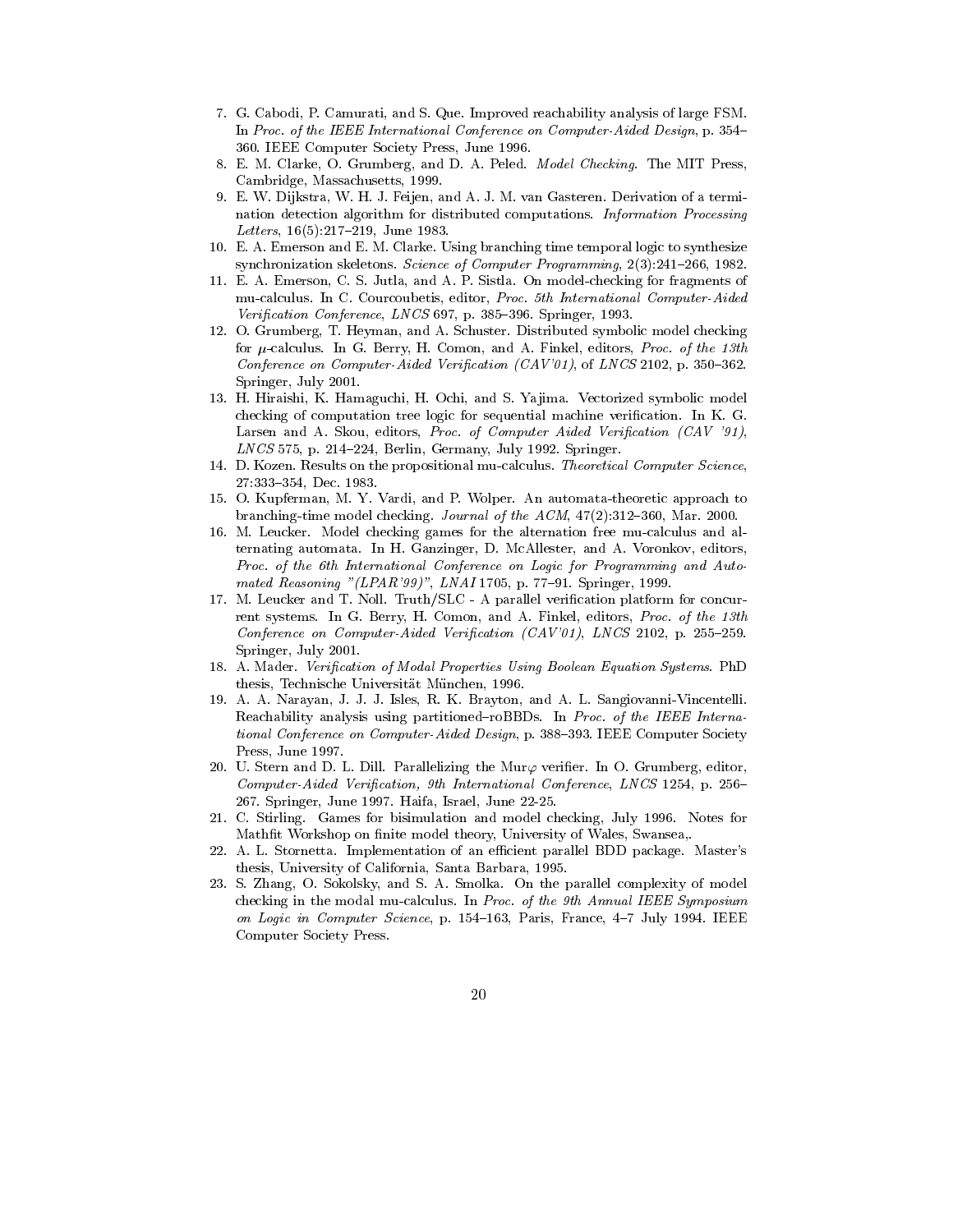7. G. Cabodi, P. Camurati, and S. Que. Improved reachability analysis of large FSM. In *Proc. of the IEEE International Conference on Computer-Aided Design*, p. 354–360. IEEE Computer Society Press, June 1996.
8. E. M. Clarke, O. Grumberg, and D. A. Peled. *Model Checking*. The MIT Press, Cambridge, Massachusetts, 1999.
9. E. W. Dijkstra, W. H. J. Feijen, and A. J. M. van Gasteren. Derivation of a termination detection algorithm for distributed computations. *Information Processing Letters*, 16(5):217–219, June 1983.
10. E. A. Emerson and E. M. Clarke. Using branching time temporal logic to synthesize synchronization skeletons. *Science of Computer Programming*, 2(3):241–266, 1982.
11. E. A. Emerson, C. S. Jutla, and A. P. Sistla. On model-checking for fragments of mu-calculus. In C. Courcoubetis, editor, *Proc. 5th International Computer-Aided Verification Conference*, *LNCS* 697, p. 385–396. Springer, 1993.
12. O. Grumberg, T. Heyman, and A. Schuster. Distributed symbolic model checking for $\mu$-calculus. In G. Berry, H. Comon, and A. Finkel, editors, *Proc. of the 13th Conference on Computer-Aided Verification (CAV'01)*, of *LNCS* 2102, p. 350–362. Springer, July 2001.
13. H. Hiraishi, K. Hamaguchi, H. Ochi, and S. Yajima. Vectorized symbolic model checking of computation tree logic for sequential machine verification. In K. G. Larsen and A. Skou, editors, *Proc. of Computer Aided Verification (CAV '91)*, *LNCS* 575, p. 214–224, Berlin, Germany, July 1992. Springer.
14. D. Kozen. Results on the propositional mu-calculus. *Theoretical Computer Science*, 27:333–354, Dec. 1983.
15. O. Kupferman, M. Y. Vardi, and P. Wolper. An automata-theoretic approach to branching-time model checking. *Journal of the ACM*, 47(2):312–360, Mar. 2000.
16. M. Leucker. Model checking games for the alternation free mu-calculus and alternating automata. In H. Ganzinger, D. McAllester, and A. Voronkov, editors, *Proc. of the 6th International Conference on Logic for Programming and Automated Reasoning "(LPAR'99)"*, *LNAI* 1705, p. 77–91. Springer, 1999.
17. M. Leucker and T. Noll. Truth/SLC - A parallel verification platform for concurrent systems. In G. Berry, H. Comon, and A. Finkel, editors, *Proc. of the 13th Conference on Computer-Aided Verification (CAV'01)*, *LNCS* 2102, p. 255–259. Springer, July 2001.
18. A. Mader. *Verification of Modal Properties Using Boolean Equation Systems*. PhD thesis, Technische Universität München, 1996.
19. A. A. Narayan, J. J. J. Isles, R. K. Brayton, and A. L. Sangiovanni-Vincentelli. Reachability analysis using partitioned–roBBDs. In *Proc. of the IEEE International Conference on Computer-Aided Design*, p. 388–393. IEEE Computer Society Press, June 1997.
20. U. Stern and D. L. Dill. Parallelizing the Mur$\varphi$ verifier. In O. Grumberg, editor, *Computer-Aided Verification, 9th International Conference*, *LNCS* 1254, p. 256–267. Springer, June 1997. Haifa, Israel, June 22-25.
21. C. Stirling. Games for bisimulation and model checking, July 1996. Notes for Mathfit Workshop on finite model theory, University of Wales, Swansea,.
22. A. L. Stornetta. Implementation of an efficient parallel BDD package. Master's thesis, University of California, Santa Barbara, 1995.
23. S. Zhang, O. Sokolsky, and S. A. Smolka. On the parallel complexity of model checking in the modal mu-calculus. In *Proc. of the 9th Annual IEEE Symposium on Logic in Computer Science*, p. 154–163, Paris, France, 4–7 July 1994. IEEE Computer Society Press.